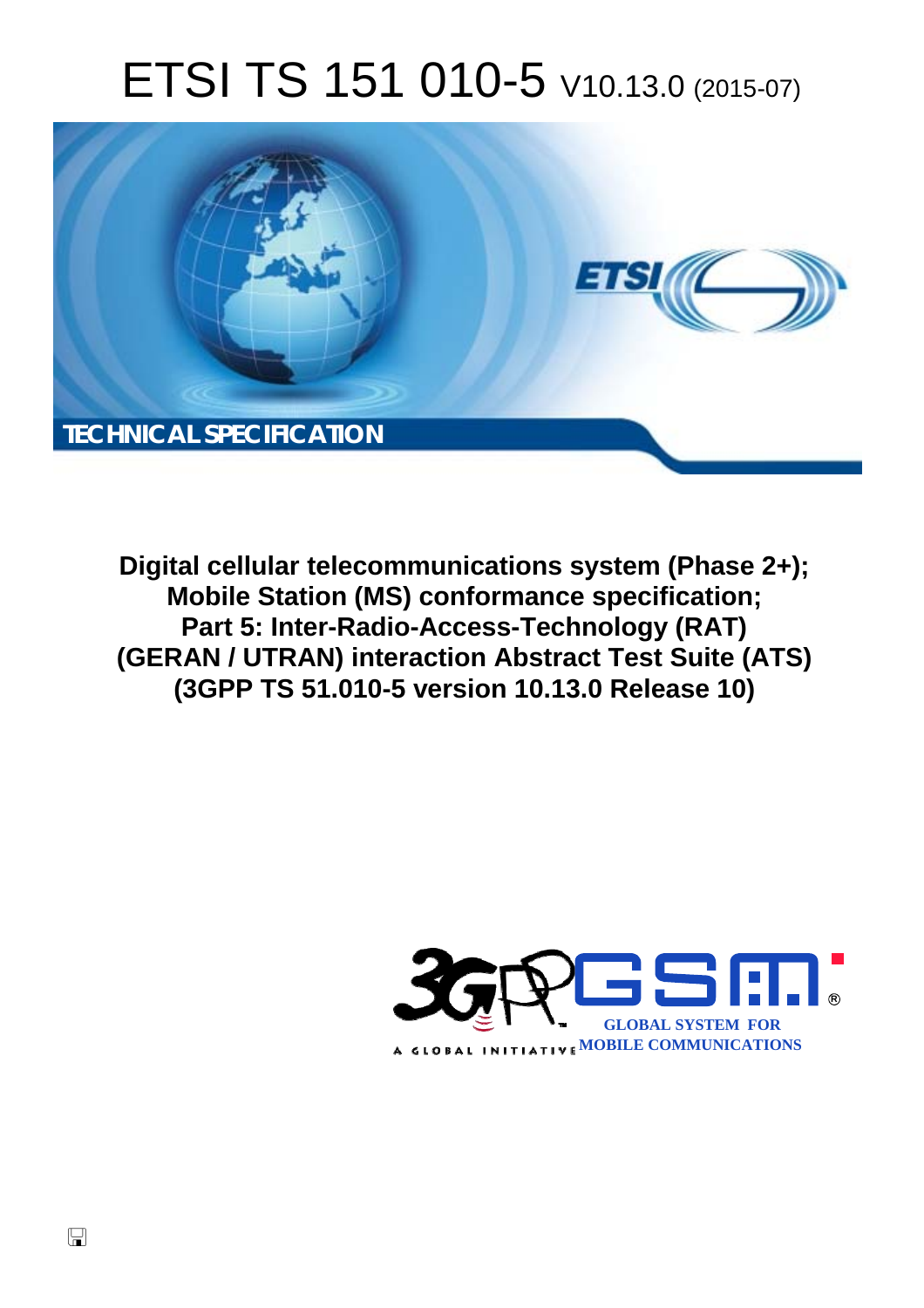# ETSI TS 151 010-5 V10.13.0 (2015-07)

TECHNICAL SPECIFICATION

**Digital cellular telecommunications system (Phase 2+);**
**Mobile Station (MS) conformance specification;**
**Part 5: Inter-Radio-Access-Technology (RAT)**
**(GERAN / UTRAN) interaction Abstract Test Suite (ATS)**
**(3GPP TS 51.010-5 version 10.13.0 Release 10)**

GLOBAL SYSTEM FOR MOBILE COMMUNICATIONS

A GLOBAL INITIATIVE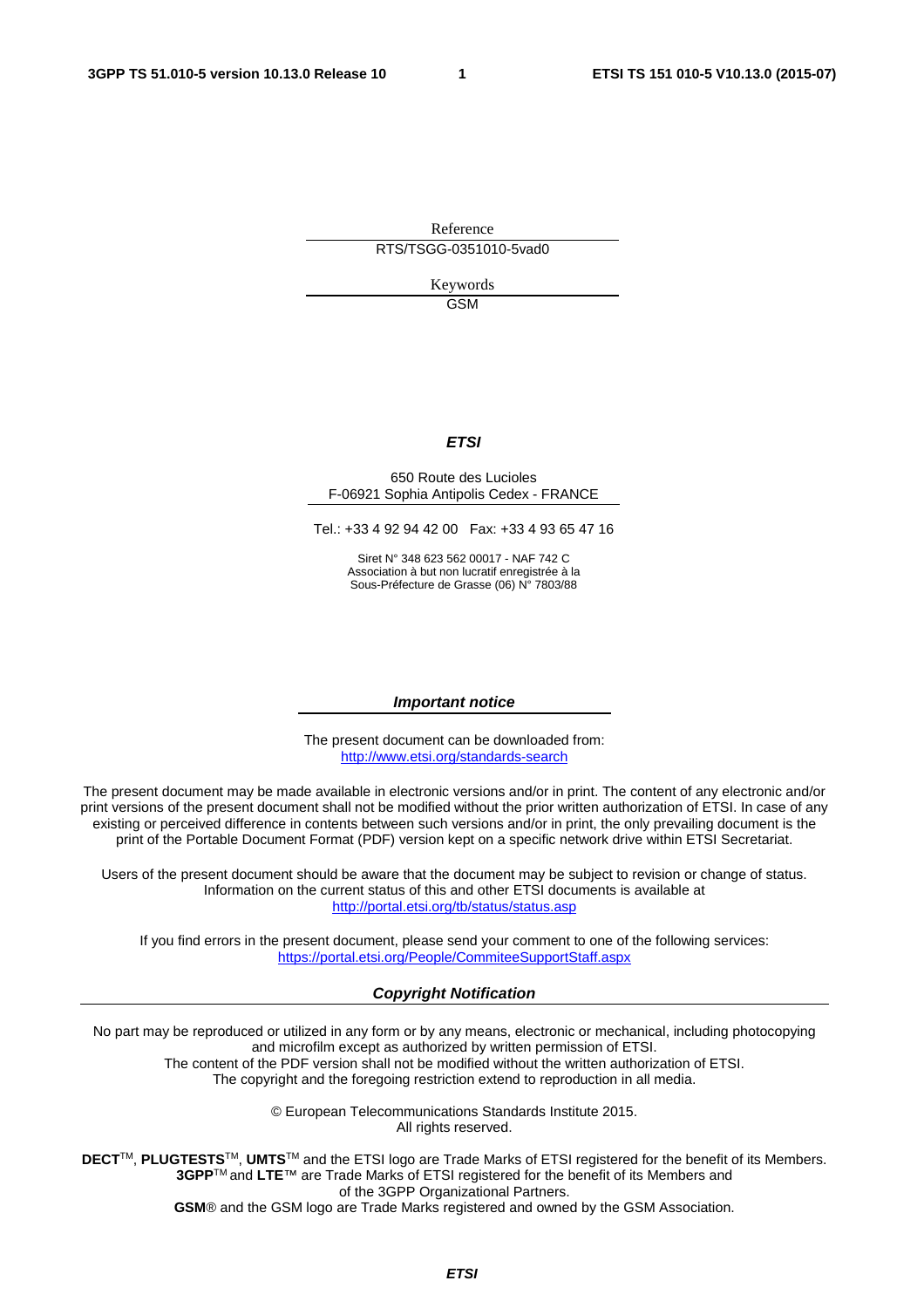Reference

RTS/TSGG-0351010-5vad0

Keywords

GSM

***ETSI***

650 Route des Lucioles
F-06921 Sophia Antipolis Cedex - FRANCE

Tel.: +33 4 92 94 42 00 Fax: +33 4 93 65 47 16

Siret N° 348 623 562 00017 - NAF 742 C
Association à but non lucratif enregistrée à la
Sous-Préfecture de Grasse (06) N° 7803/88

***Important notice***

The present document can be downloaded from:
http://www.etsi.org/standards-search

The present document may be made available in electronic versions and/or in print. The content of any electronic and/or print versions of the present document shall not be modified without the prior written authorization of ETSI. In case of any existing or perceived difference in contents between such versions and/or in print, the only prevailing document is the print of the Portable Document Format (PDF) version kept on a specific network drive within ETSI Secretariat.

Users of the present document should be aware that the document may be subject to revision or change of status. Information on the current status of this and other ETSI documents is available at
http://portal.etsi.org/tb/status/status.asp

If you find errors in the present document, please send your comment to one of the following services:
https://portal.etsi.org/People/CommiteeSupportStaff.aspx

***Copyright Notification***

No part may be reproduced or utilized in any form or by any means, electronic or mechanical, including photocopying and microfilm except as authorized by written permission of ETSI.
The content of the PDF version shall not be modified without the written authorization of ETSI.
The copyright and the foregoing restriction extend to reproduction in all media.

© European Telecommunications Standards Institute 2015.
All rights reserved.

**DECT**TM, **PLUGTESTS**TM, **UMTS**TM and the ETSI logo are Trade Marks of ETSI registered for the benefit of its Members.
**3GPP**TM and **LTE**™ are Trade Marks of ETSI registered for the benefit of its Members and of the 3GPP Organizational Partners.
**GSM**® and the GSM logo are Trade Marks registered and owned by the GSM Association.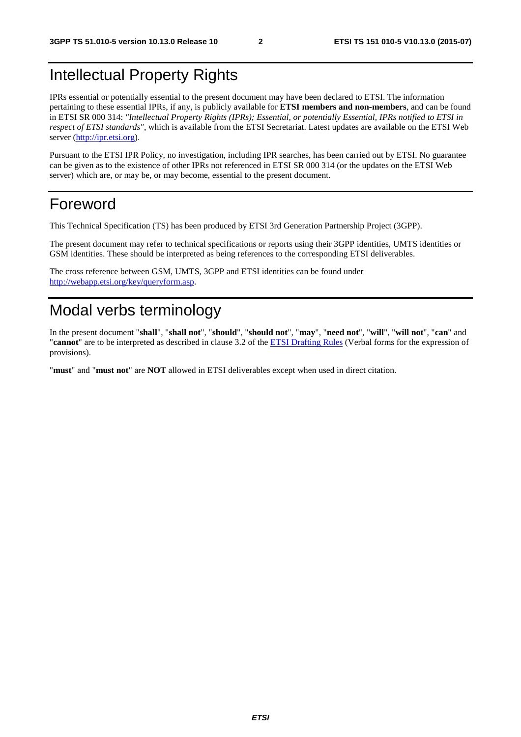# Intellectual Property Rights

IPRs essential or potentially essential to the present document may have been declared to ETSI. The information pertaining to these essential IPRs, if any, is publicly available for **ETSI members and non-members**, and can be found in ETSI SR 000 314: *"Intellectual Property Rights (IPRs); Essential, or potentially Essential, IPRs notified to ETSI in respect of ETSI standards"*, which is available from the ETSI Secretariat. Latest updates are available on the ETSI Web server (http://ipr.etsi.org).

Pursuant to the ETSI IPR Policy, no investigation, including IPR searches, has been carried out by ETSI. No guarantee can be given as to the existence of other IPRs not referenced in ETSI SR 000 314 (or the updates on the ETSI Web server) which are, or may be, or may become, essential to the present document.

# Foreword

This Technical Specification (TS) has been produced by ETSI 3rd Generation Partnership Project (3GPP).

The present document may refer to technical specifications or reports using their 3GPP identities, UMTS identities or GSM identities. These should be interpreted as being references to the corresponding ETSI deliverables.

The cross reference between GSM, UMTS, 3GPP and ETSI identities can be found under http://webapp.etsi.org/key/queryform.asp.

# Modal verbs terminology

In the present document "**shall**", "**shall not**", "**should**", "**should not**", "**may**", "**need not**", "**will**", "**will not**", "**can**" and "**cannot**" are to be interpreted as described in clause 3.2 of the ETSI Drafting Rules (Verbal forms for the expression of provisions).

"**must**" and "**must not**" are **NOT** allowed in ETSI deliverables except when used in direct citation.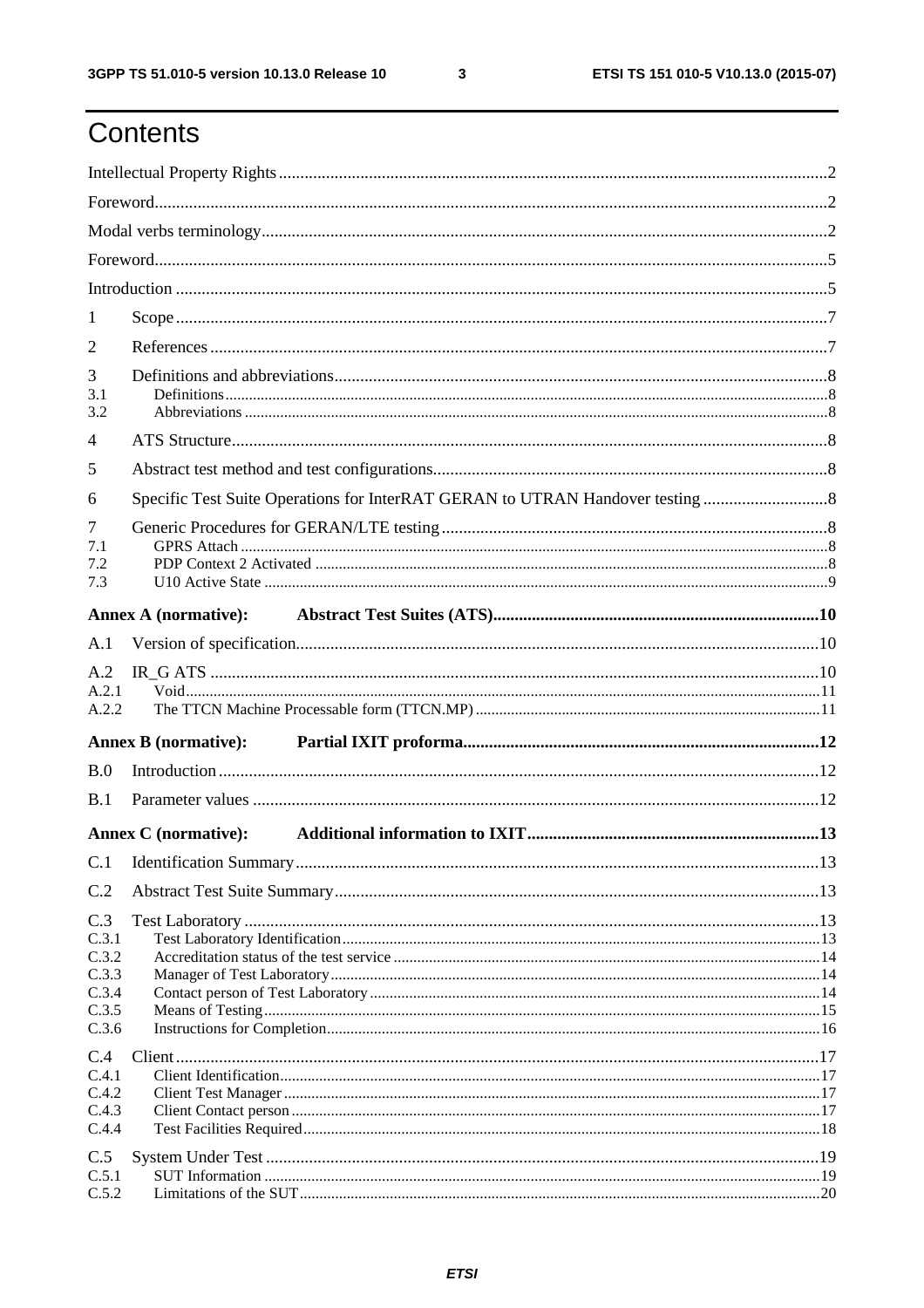# Contents

Intellectual Property Rights ........ 2

Foreword ........ 2

Modal verbs terminology ........ 2

Foreword ........ 5

Introduction ........ 5

1 Scope ........ 7

2 References ........ 7

3 Definitions and abbreviations ........ 8

3.1 Definitions ........ 8

3.2 Abbreviations ........ 8

4 ATS Structure ........ 8

5 Abstract test method and test configurations ........ 8

6 Specific Test Suite Operations for InterRAT GERAN to UTRAN Handover testing ........ 8

7 Generic Procedures for GERAN/LTE testing ........ 8

7.1 GPRS Attach ........ 8

7.2 PDP Context 2 Activated ........ 8

7.3 U10 Active State ........ 9

**Annex A (normative): Abstract Test Suites (ATS) ........ 10**

A.1 Version of specification ........ 10

A.2 IR_G ATS ........ 10

A.2.1 Void ........ 11

A.2.2 The TTCN Machine Processable form (TTCN.MP) ........ 11

**Annex B (normative): Partial IXIT proforma ........ 12**

B.0 Introduction ........ 12

B.1 Parameter values ........ 12

**Annex C (normative): Additional information to IXIT ........ 13**

C.1 Identification Summary ........ 13

C.2 Abstract Test Suite Summary ........ 13

C.3 Test Laboratory ........ 13

C.3.1 Test Laboratory Identification ........ 13

C.3.2 Accreditation status of the test service ........ 14

C.3.3 Manager of Test Laboratory ........ 14

C.3.4 Contact person of Test Laboratory ........ 14

C.3.5 Means of Testing ........ 15

C.3.6 Instructions for Completion ........ 16

C.4 Client ........ 17

C.4.1 Client Identification ........ 17

C.4.2 Client Test Manager ........ 17

C.4.3 Client Contact person ........ 17

C.4.4 Test Facilities Required ........ 18

C.5 System Under Test ........ 19

C.5.1 SUT Information ........ 19

C.5.2 Limitations of the SUT ........ 20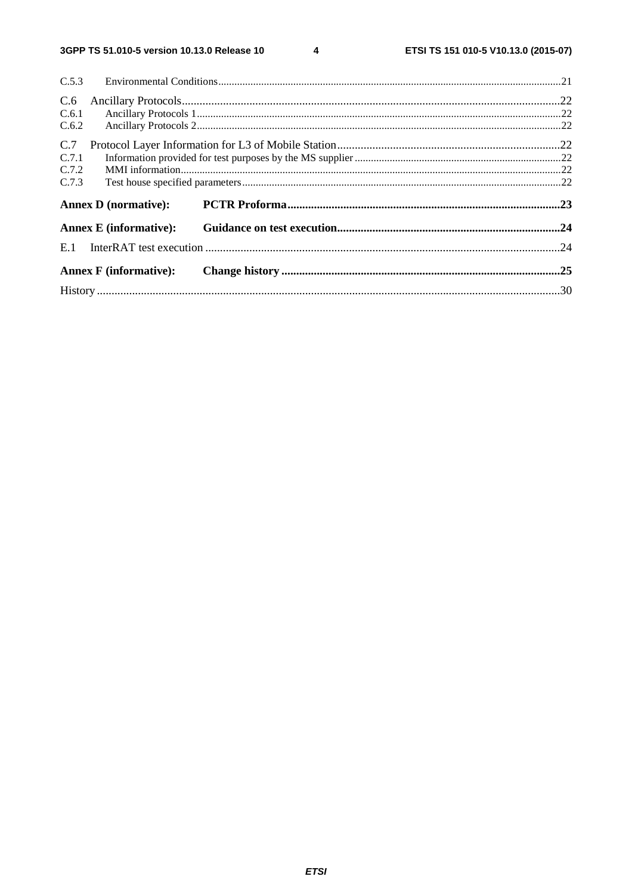C.5.3 Environmental Conditions ..... 21

C.6 Ancillary Protocols ..... 22
C.6.1 Ancillary Protocols 1 ..... 22
C.6.2 Ancillary Protocols 2 ..... 22

C.7 Protocol Layer Information for L3 of Mobile Station ..... 22
C.7.1 Information provided for test purposes by the MS supplier ..... 22
C.7.2 MMI information ..... 22
C.7.3 Test house specified parameters ..... 22

**Annex D (normative): PCTR Proforma ..... 23**

**Annex E (informative): Guidance on test execution ..... 24**

E.1 InterRAT test execution ..... 24

**Annex F (informative): Change history ..... 25**

History ..... 30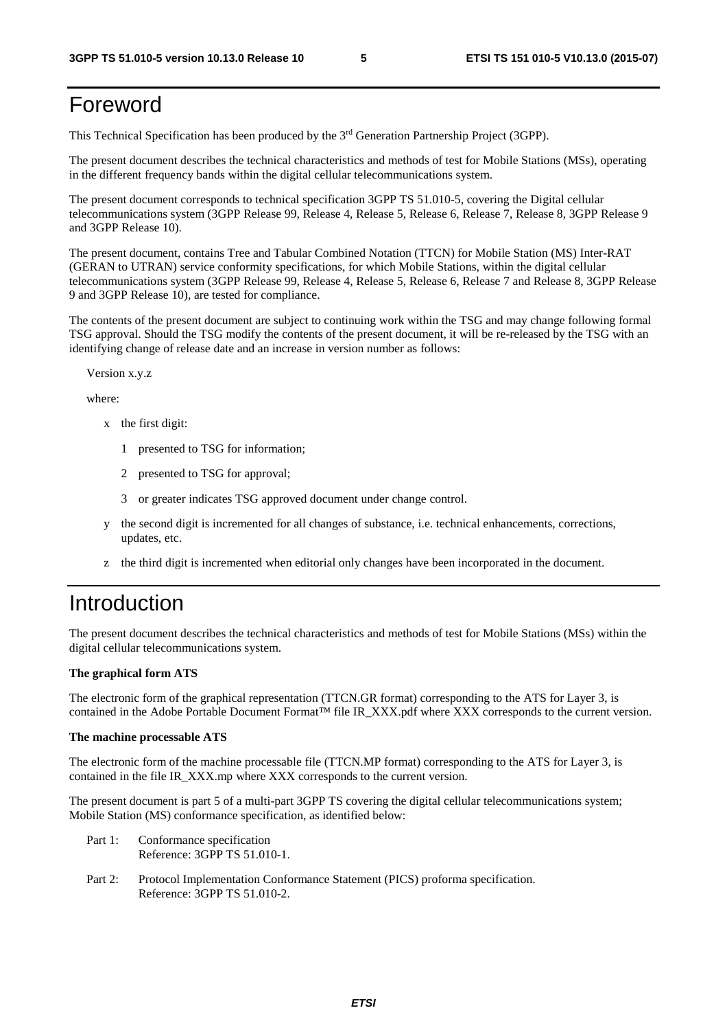# Foreword

This Technical Specification has been produced by the 3rd Generation Partnership Project (3GPP).

The present document describes the technical characteristics and methods of test for Mobile Stations (MSs), operating in the different frequency bands within the digital cellular telecommunications system.

The present document corresponds to technical specification 3GPP TS 51.010-5, covering the Digital cellular telecommunications system (3GPP Release 99, Release 4, Release 5, Release 6, Release 7, Release 8, 3GPP Release 9 and 3GPP Release 10).

The present document, contains Tree and Tabular Combined Notation (TTCN) for Mobile Station (MS) Inter-RAT (GERAN to UTRAN) service conformity specifications, for which Mobile Stations, within the digital cellular telecommunications system (3GPP Release 99, Release 4, Release 5, Release 6, Release 7 and Release 8, 3GPP Release 9 and 3GPP Release 10), are tested for compliance.

The contents of the present document are subject to continuing work within the TSG and may change following formal TSG approval. Should the TSG modify the contents of the present document, it will be re-released by the TSG with an identifying change of release date and an increase in version number as follows:

Version x.y.z

where:

- x the first digit:
  - 1 presented to TSG for information;
  - 2 presented to TSG for approval;
  - 3 or greater indicates TSG approved document under change control.
- y the second digit is incremented for all changes of substance, i.e. technical enhancements, corrections, updates, etc.
- z the third digit is incremented when editorial only changes have been incorporated in the document.

# Introduction

The present document describes the technical characteristics and methods of test for Mobile Stations (MSs) within the digital cellular telecommunications system.

**The graphical form ATS**

The electronic form of the graphical representation (TTCN.GR format) corresponding to the ATS for Layer 3, is contained in the Adobe Portable Document Format™ file IR_XXX.pdf where XXX corresponds to the current version.

**The machine processable ATS**

The electronic form of the machine processable file (TTCN.MP format) corresponding to the ATS for Layer 3, is contained in the file IR_XXX.mp where XXX corresponds to the current version.

The present document is part 5 of a multi-part 3GPP TS covering the digital cellular telecommunications system; Mobile Station (MS) conformance specification, as identified below:

Part 1: Conformance specification
Reference: 3GPP TS 51.010-1.

Part 2: Protocol Implementation Conformance Statement (PICS) proforma specification.
Reference: 3GPP TS 51.010-2.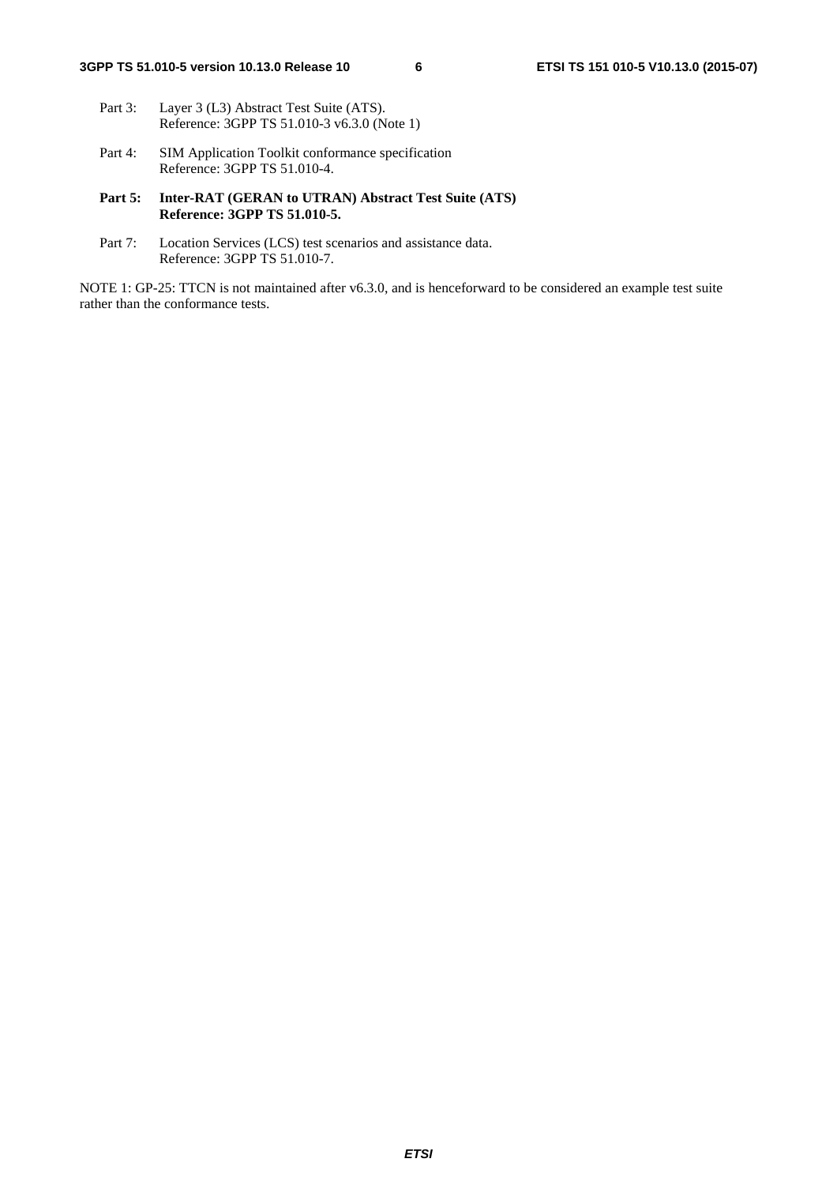Part 3: Layer 3 (L3) Abstract Test Suite (ATS).
Reference: 3GPP TS 51.010-3 v6.3.0 (Note 1)

Part 4: SIM Application Toolkit conformance specification
Reference: 3GPP TS 51.010-4.

**Part 5: Inter-RAT (GERAN to UTRAN) Abstract Test Suite (ATS)**
**Reference: 3GPP TS 51.010-5.**

Part 7: Location Services (LCS) test scenarios and assistance data.
Reference: 3GPP TS 51.010-7.

NOTE 1: GP-25: TTCN is not maintained after v6.3.0, and is henceforward to be considered an example test suite rather than the conformance tests.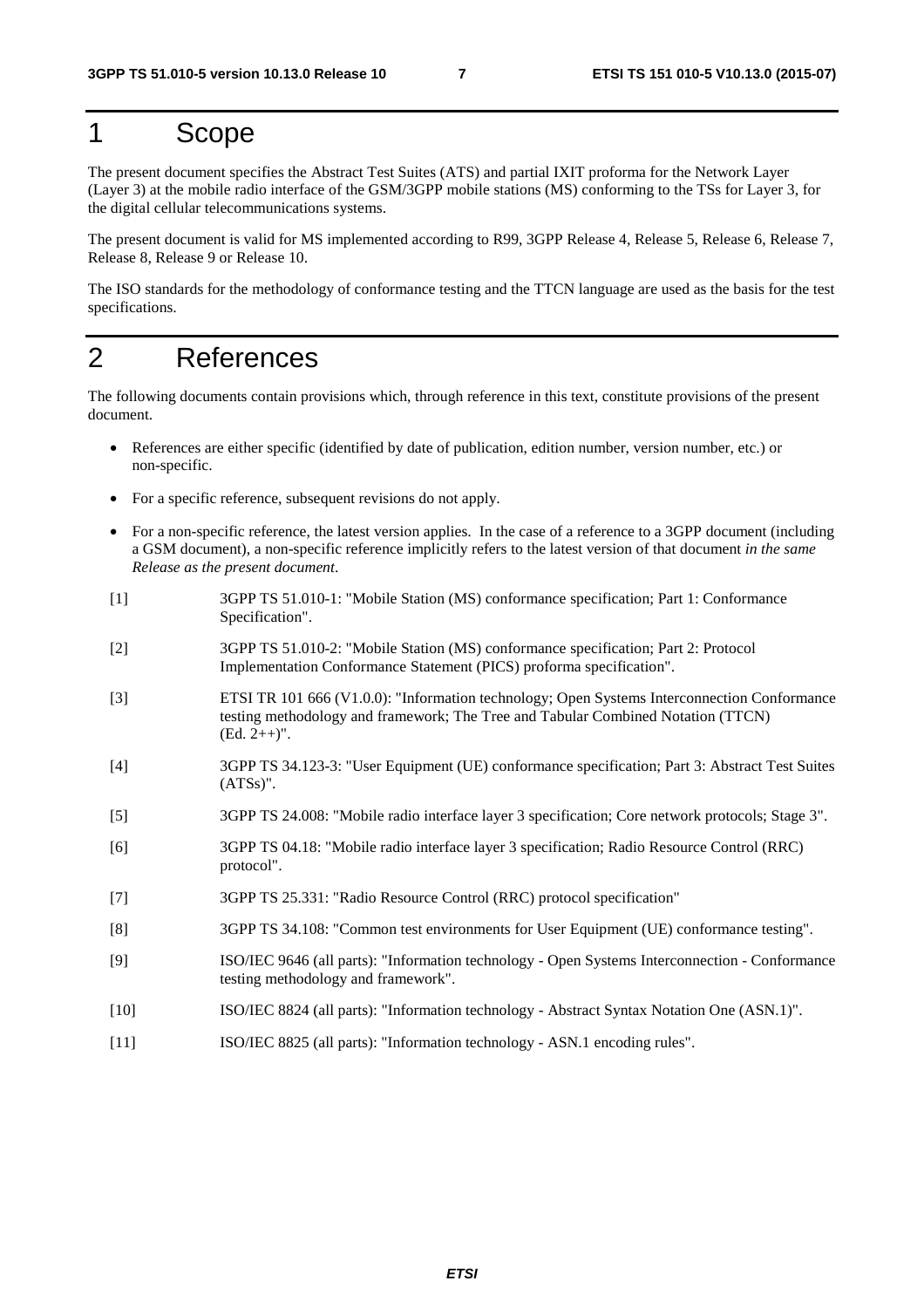# 1 Scope

The present document specifies the Abstract Test Suites (ATS) and partial IXIT proforma for the Network Layer (Layer 3) at the mobile radio interface of the GSM/3GPP mobile stations (MS) conforming to the TSs for Layer 3, for the digital cellular telecommunications systems.

The present document is valid for MS implemented according to R99, 3GPP Release 4, Release 5, Release 6, Release 7, Release 8, Release 9 or Release 10.

The ISO standards for the methodology of conformance testing and the TTCN language are used as the basis for the test specifications.

# 2 References

The following documents contain provisions which, through reference in this text, constitute provisions of the present document.

- References are either specific (identified by date of publication, edition number, version number, etc.) or non-specific.
- For a specific reference, subsequent revisions do not apply.
- For a non-specific reference, the latest version applies. In the case of a reference to a 3GPP document (including a GSM document), a non-specific reference implicitly refers to the latest version of that document *in the same Release as the present document*.

[1] 3GPP TS 51.010-1: "Mobile Station (MS) conformance specification; Part 1: Conformance Specification".

[2] 3GPP TS 51.010-2: "Mobile Station (MS) conformance specification; Part 2: Protocol Implementation Conformance Statement (PICS) proforma specification".

[3] ETSI TR 101 666 (V1.0.0): "Information technology; Open Systems Interconnection Conformance testing methodology and framework; The Tree and Tabular Combined Notation (TTCN) (Ed. 2++)".

[4] 3GPP TS 34.123-3: "User Equipment (UE) conformance specification; Part 3: Abstract Test Suites (ATSs)".

[5] 3GPP TS 24.008: "Mobile radio interface layer 3 specification; Core network protocols; Stage 3".

[6] 3GPP TS 04.18: "Mobile radio interface layer 3 specification; Radio Resource Control (RRC) protocol".

[7] 3GPP TS 25.331: "Radio Resource Control (RRC) protocol specification"

[8] 3GPP TS 34.108: "Common test environments for User Equipment (UE) conformance testing".

[9] ISO/IEC 9646 (all parts): "Information technology - Open Systems Interconnection - Conformance testing methodology and framework".

[10] ISO/IEC 8824 (all parts): "Information technology - Abstract Syntax Notation One (ASN.1)".

[11] ISO/IEC 8825 (all parts): "Information technology - ASN.1 encoding rules".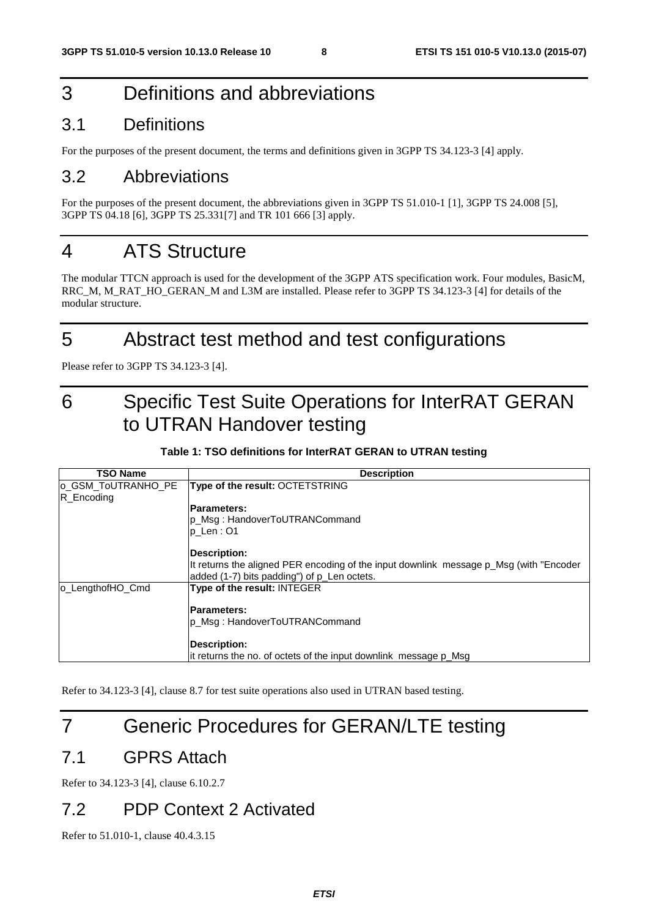# 3 Definitions and abbreviations

## 3.1 Definitions

For the purposes of the present document, the terms and definitions given in 3GPP TS 34.123-3 [4] apply.

## 3.2 Abbreviations

For the purposes of the present document, the abbreviations given in 3GPP TS 51.010-1 [1], 3GPP TS 24.008 [5], 3GPP TS 04.18 [6], 3GPP TS 25.331[7] and TR 101 666 [3] apply.

# 4 ATS Structure

The modular TTCN approach is used for the development of the 3GPP ATS specification work. Four modules, BasicM, RRC_M, M_RAT_HO_GERAN_M and L3M are installed. Please refer to 3GPP TS 34.123-3 [4] for details of the modular structure.

# 5 Abstract test method and test configurations

Please refer to 3GPP TS 34.123-3 [4].

# 6 Specific Test Suite Operations for InterRAT GERAN to UTRAN Handover testing

**Table 1: TSO definitions for InterRAT GERAN to UTRAN testing**

| TSO Name | Description |
|---|---|
| o_GSM_ToUTRANHO_PER_Encoding | **Type of the result:** OCTETSTRING<br><br>**Parameters:**<br>p_Msg : HandoverToUTRANCommand<br>p_Len : O1<br><br>**Description:**<br>It returns the aligned PER encoding of the input downlink message p_Msg (with "Encoder added (1-7) bits padding") of p_Len octets. |
| o_LengthofHO_Cmd | **Type of the result:** INTEGER<br><br>**Parameters:**<br>p_Msg : HandoverToUTRANCommand<br><br>**Description:**<br>it returns the no. of octets of the input downlink message p_Msg |

Refer to 34.123-3 [4], clause 8.7 for test suite operations also used in UTRAN based testing.

# 7 Generic Procedures for GERAN/LTE testing

## 7.1 GPRS Attach

Refer to 34.123-3 [4], clause 6.10.2.7

## 7.2 PDP Context 2 Activated

Refer to 51.010-1, clause 40.4.3.15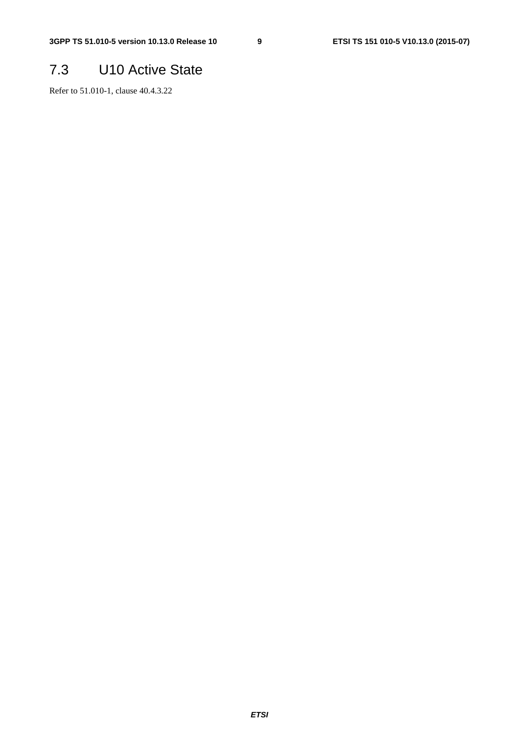## 7.3 U10 Active State

Refer to 51.010-1, clause 40.4.3.22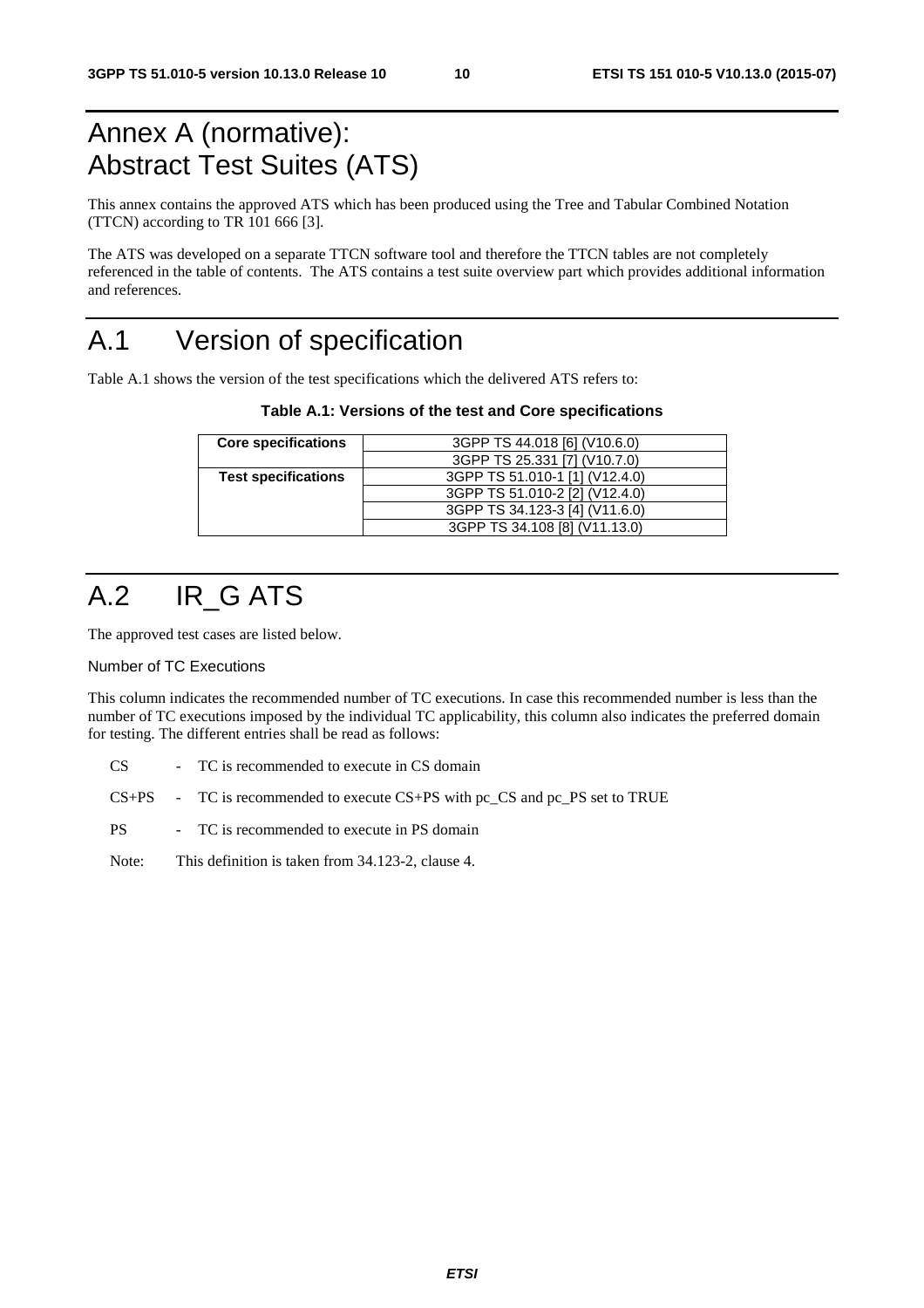# Annex A (normative): Abstract Test Suites (ATS)

This annex contains the approved ATS which has been produced using the Tree and Tabular Combined Notation (TTCN) according to TR 101 666 [3].

The ATS was developed on a separate TTCN software tool and therefore the TTCN tables are not completely referenced in the table of contents. The ATS contains a test suite overview part which provides additional information and references.

# A.1 Version of specification

Table A.1 shows the version of the test specifications which the delivered ATS refers to:

**Table A.1: Versions of the test and Core specifications**

| **Core specifications** | 3GPP TS 44.018 [6] (V10.6.0) |
|---|---|
| | 3GPP TS 25.331 [7] (V10.7.0) |
| **Test specifications** | 3GPP TS 51.010-1 [1] (V12.4.0) |
| | 3GPP TS 51.010-2 [2] (V12.4.0) |
| | 3GPP TS 34.123-3 [4] (V11.6.0) |
| | 3GPP TS 34.108 [8] (V11.13.0) |

# A.2 IR_G ATS

The approved test cases are listed below.

Number of TC Executions

This column indicates the recommended number of TC executions. In case this recommended number is less than the number of TC executions imposed by the individual TC applicability, this column also indicates the preferred domain for testing. The different entries shall be read as follows:

CS - TC is recommended to execute in CS domain

CS+PS - TC is recommended to execute CS+PS with pc_CS and pc_PS set to TRUE

PS - TC is recommended to execute in PS domain

Note: This definition is taken from 34.123-2, clause 4.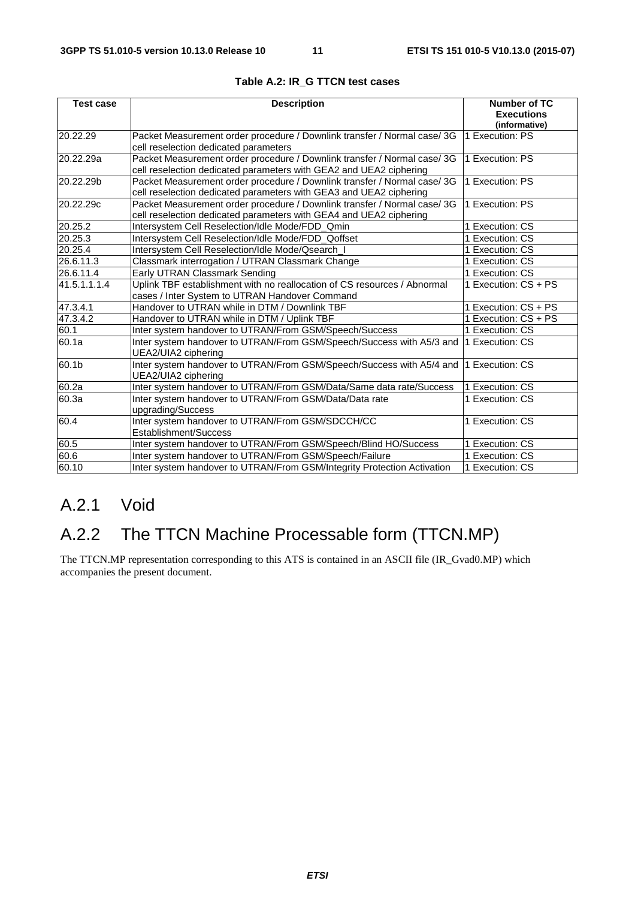**Table A.2: IR_G TTCN test cases**

| Test case | Description | Number of TC Executions (informative) |
| --- | --- | --- |
| 20.22.29 | Packet Measurement order procedure / Downlink transfer / Normal case/ 3G cell reselection dedicated parameters | 1 Execution: PS |
| 20.22.29a | Packet Measurement order procedure / Downlink transfer / Normal case/ 3G cell reselection dedicated parameters with GEA2 and UEA2 ciphering | 1 Execution: PS |
| 20.22.29b | Packet Measurement order procedure / Downlink transfer / Normal case/ 3G cell reselection dedicated parameters with GEA3 and UEA2 ciphering | 1 Execution: PS |
| 20.22.29c | Packet Measurement order procedure / Downlink transfer / Normal case/ 3G cell reselection dedicated parameters with GEA4 and UEA2 ciphering | 1 Execution: PS |
| 20.25.2 | Intersystem Cell Reselection/Idle Mode/FDD_Qmin | 1 Execution: CS |
| 20.25.3 | Intersystem Cell Reselection/Idle Mode/FDD_Qoffset | 1 Execution: CS |
| 20.25.4 | Intersystem Cell Reselection/Idle Mode/Qsearch_I | 1 Execution: CS |
| 26.6.11.3 | Classmark interrogation / UTRAN Classmark Change | 1 Execution: CS |
| 26.6.11.4 | Early UTRAN Classmark Sending | 1 Execution: CS |
| 41.5.1.1.1.4 | Uplink TBF establishment with no reallocation of CS resources / Abnormal cases / Inter System to UTRAN Handover Command | 1 Execution: CS + PS |
| 47.3.4.1 | Handover to UTRAN while in DTM / Downlink TBF | 1 Execution: CS + PS |
| 47.3.4.2 | Handover to UTRAN while in DTM / Uplink TBF | 1 Execution: CS + PS |
| 60.1 | Inter system handover to UTRAN/From GSM/Speech/Success | 1 Execution: CS |
| 60.1a | Inter system handover to UTRAN/From GSM/Speech/Success with A5/3 and UEA2/UIA2 ciphering | 1 Execution: CS |
| 60.1b | Inter system handover to UTRAN/From GSM/Speech/Success with A5/4 and UEA2/UIA2 ciphering | 1 Execution: CS |
| 60.2a | Inter system handover to UTRAN/From GSM/Data/Same data rate/Success | 1 Execution: CS |
| 60.3a | Inter system handover to UTRAN/From GSM/Data/Data rate upgrading/Success | 1 Execution: CS |
| 60.4 | Inter system handover to UTRAN/From GSM/SDCCH/CC Establishment/Success | 1 Execution: CS |
| 60.5 | Inter system handover to UTRAN/From GSM/Speech/Blind HO/Success | 1 Execution: CS |
| 60.6 | Inter system handover to UTRAN/From GSM/Speech/Failure | 1 Execution: CS |
| 60.10 | Inter system handover to UTRAN/From GSM/Integrity Protection Activation | 1 Execution: CS |

## A.2.1 Void

## A.2.2 The TTCN Machine Processable form (TTCN.MP)

The TTCN.MP representation corresponding to this ATS is contained in an ASCII file (IR_Gvad0.MP) which accompanies the present document.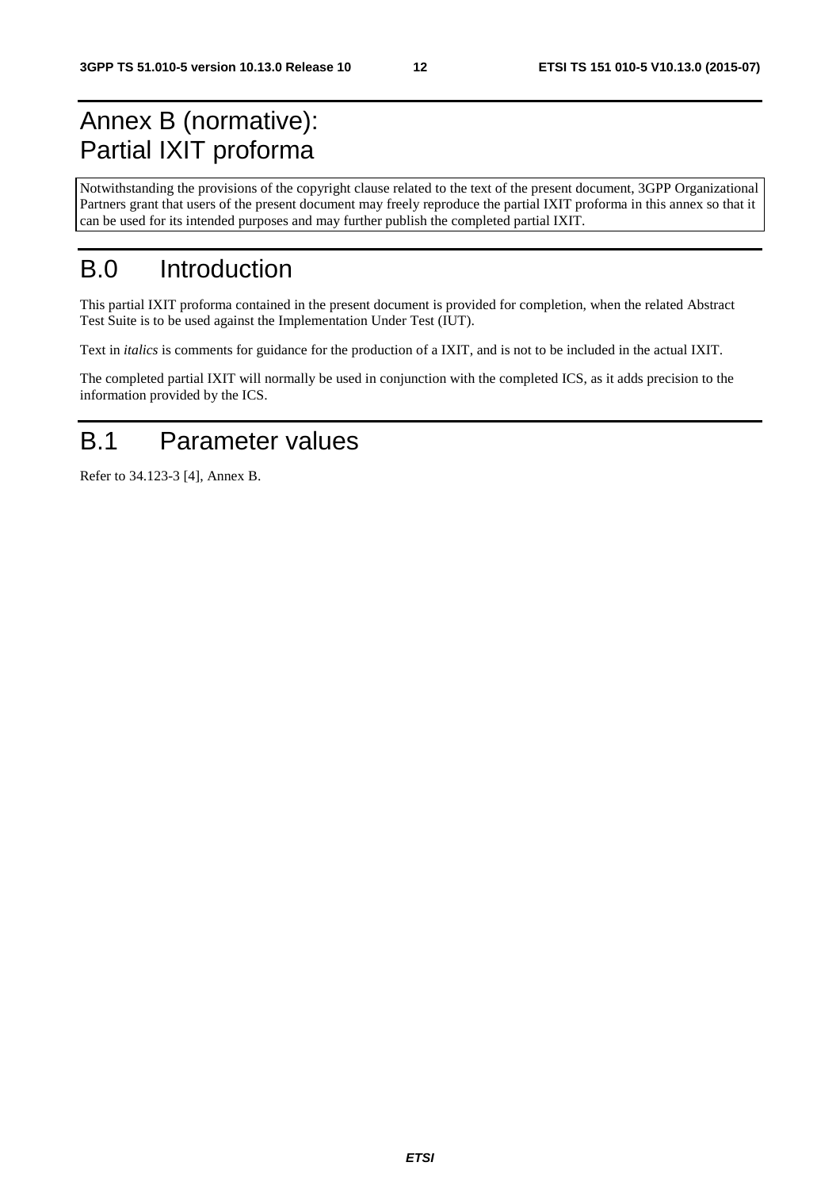# Annex B (normative): Partial IXIT proforma

Notwithstanding the provisions of the copyright clause related to the text of the present document, 3GPP Organizational Partners grant that users of the present document may freely reproduce the partial IXIT proforma in this annex so that it can be used for its intended purposes and may further publish the completed partial IXIT.

# B.0 Introduction

This partial IXIT proforma contained in the present document is provided for completion, when the related Abstract Test Suite is to be used against the Implementation Under Test (IUT).

Text in *italics* is comments for guidance for the production of a IXIT, and is not to be included in the actual IXIT.

The completed partial IXIT will normally be used in conjunction with the completed ICS, as it adds precision to the information provided by the ICS.

# B.1 Parameter values

Refer to 34.123-3 [4], Annex B.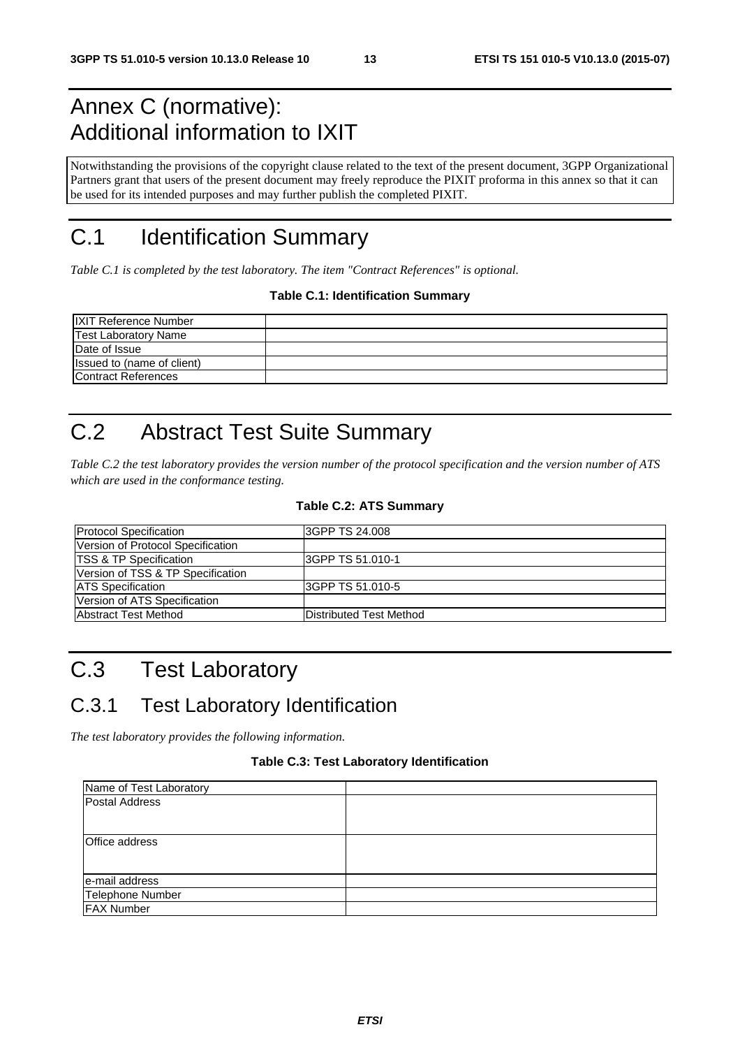# Annex C (normative): Additional information to IXIT

Notwithstanding the provisions of the copyright clause related to the text of the present document, 3GPP Organizational Partners grant that users of the present document may freely reproduce the PIXIT proforma in this annex so that it can be used for its intended purposes and may further publish the completed PIXIT.

# C.1 Identification Summary

*Table C.1 is completed by the test laboratory. The item "Contract References" is optional.*

**Table C.1: Identification Summary**

| | |
|---|---|
| IXIT Reference Number | |
| Test Laboratory Name | |
| Date of Issue | |
| Issued to (name of client) | |
| Contract References | |

# C.2 Abstract Test Suite Summary

*Table C.2 the test laboratory provides the version number of the protocol specification and the version number of ATS which are used in the conformance testing.*

**Table C.2: ATS Summary**

| | |
|---|---|
| Protocol Specification | 3GPP TS 24.008 |
| Version of Protocol Specification | |
| TSS & TP Specification | 3GPP TS 51.010-1 |
| Version of TSS & TP Specification | |
| ATS Specification | 3GPP TS 51.010-5 |
| Version of ATS Specification | |
| Abstract Test Method | Distributed Test Method |

# C.3 Test Laboratory

## C.3.1 Test Laboratory Identification

*The test laboratory provides the following information.*

**Table C.3: Test Laboratory Identification**

| | |
|---|---|
| Name of Test Laboratory | |
| Postal Address | |
| Office address | |
| e-mail address | |
| Telephone Number | |
| FAX Number | |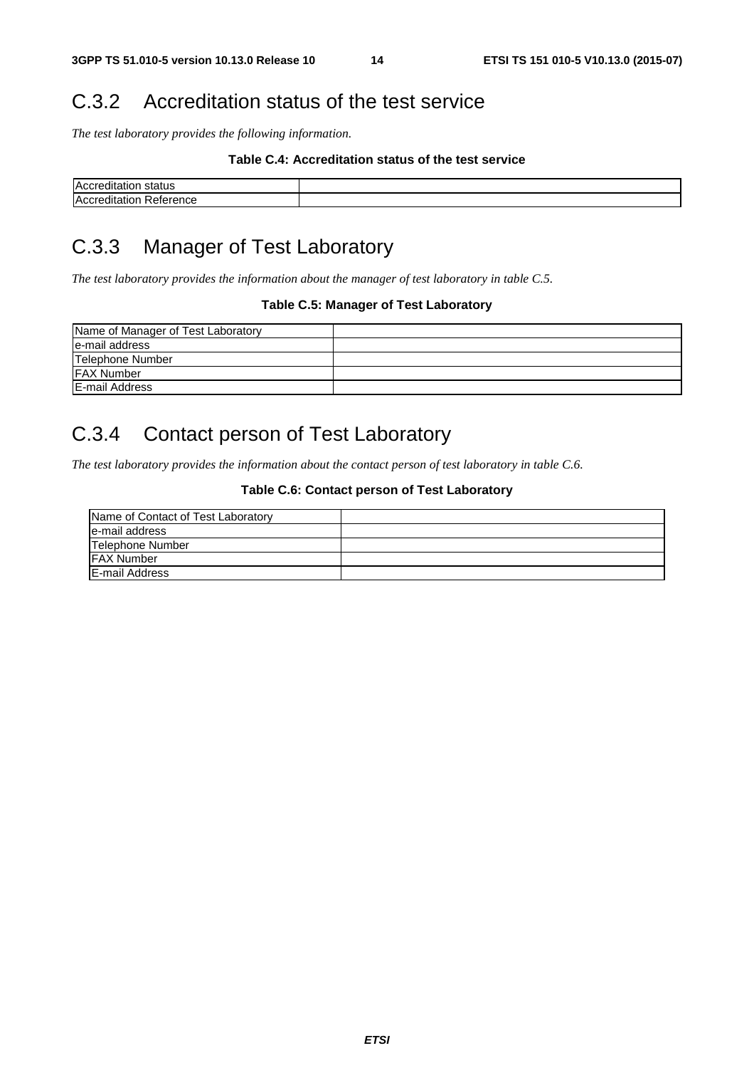## C.3.2 Accreditation status of the test service

*The test laboratory provides the following information.*

**Table C.4: Accreditation status of the test service**

| | |
|---|---|
| Accreditation status | |
| Accreditation Reference | |

## C.3.3 Manager of Test Laboratory

*The test laboratory provides the information about the manager of test laboratory in table C.5.*

**Table C.5: Manager of Test Laboratory**

| | |
|---|---|
| Name of Manager of Test Laboratory | |
| e-mail address | |
| Telephone Number | |
| FAX Number | |
| E-mail Address | |

## C.3.4 Contact person of Test Laboratory

*The test laboratory provides the information about the contact person of test laboratory in table C.6.*

**Table C.6: Contact person of Test Laboratory**

| | |
|---|---|
| Name of Contact of Test Laboratory | |
| e-mail address | |
| Telephone Number | |
| FAX Number | |
| E-mail Address | |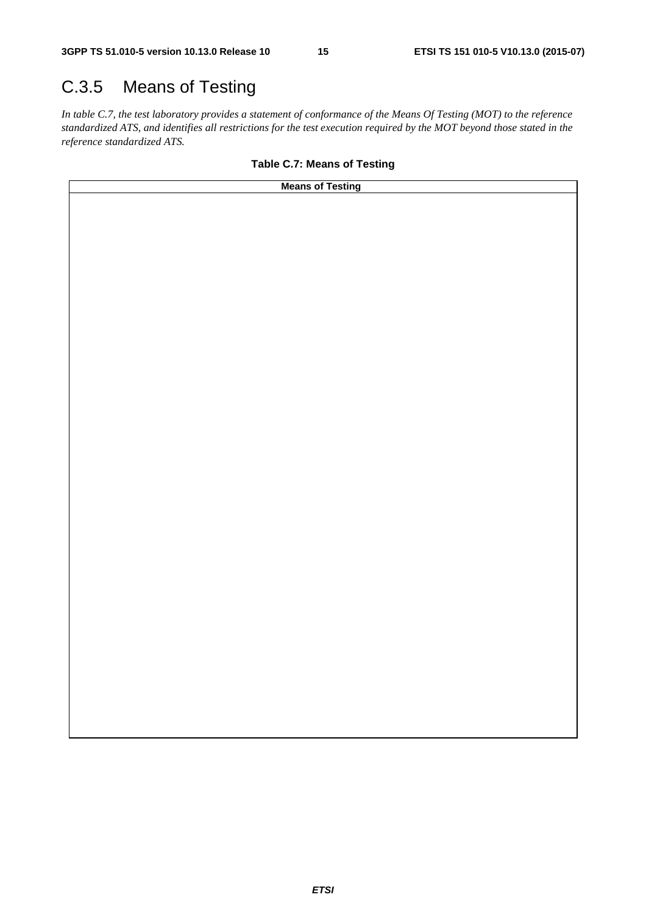## C.3.5 Means of Testing

*In table C.7, the test laboratory provides a statement of conformance of the Means Of Testing (MOT) to the reference standardized ATS, and identifies all restrictions for the test execution required by the MOT beyond those stated in the reference standardized ATS.*

**Table C.7: Means of Testing**

| Means of Testing |
|---|
| |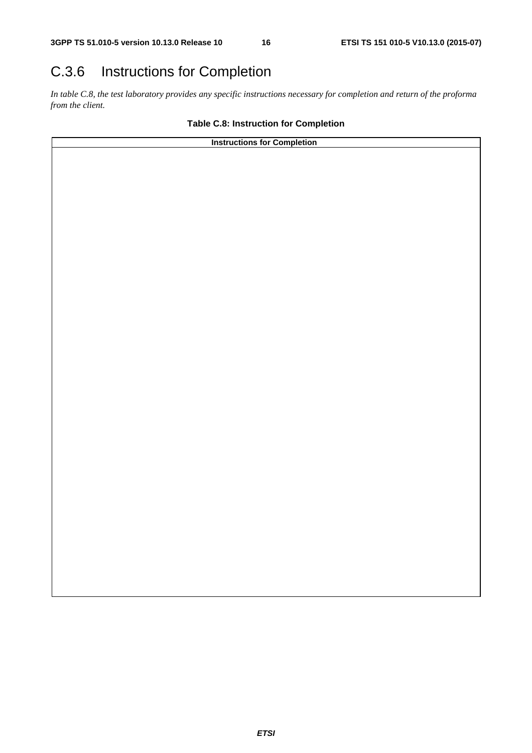## C.3.6 Instructions for Completion

*In table C.8, the test laboratory provides any specific instructions necessary for completion and return of the proforma from the client.*

**Table C.8: Instruction for Completion**

| Instructions for Completion |
|---|
| |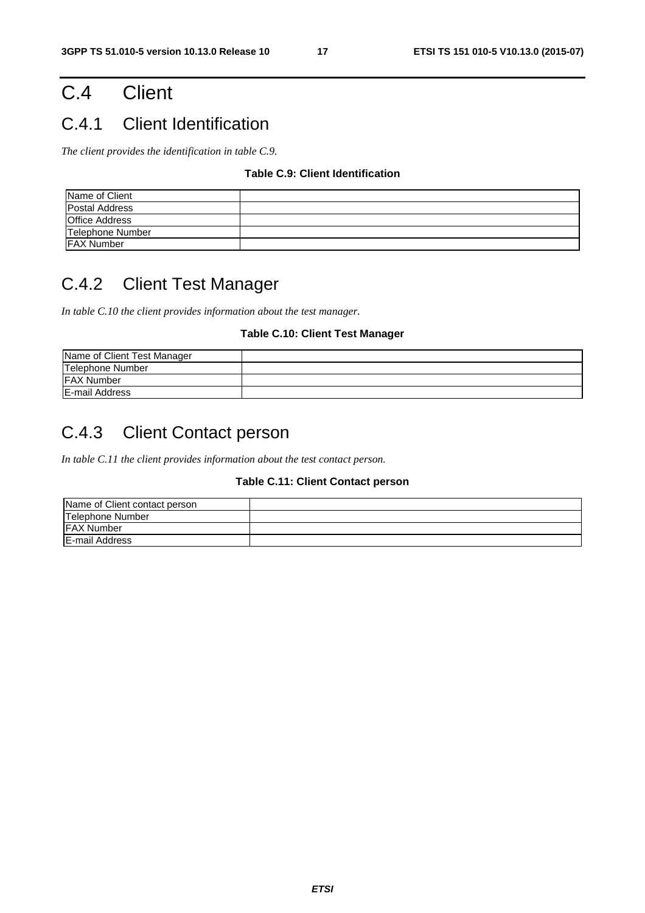# C.4 Client

## C.4.1 Client Identification

*The client provides the identification in table C.9.*

**Table C.9: Client Identification**

| | |
|---|---|
| Name of Client | |
| Postal Address | |
| Office Address | |
| Telephone Number | |
| FAX Number | |

## C.4.2 Client Test Manager

*In table C.10 the client provides information about the test manager.*

**Table C.10: Client Test Manager**

| | |
|---|---|
| Name of Client Test Manager | |
| Telephone Number | |
| FAX Number | |
| E-mail Address | |

## C.4.3 Client Contact person

*In table C.11 the client provides information about the test contact person.*

**Table C.11: Client Contact person**

| | |
|---|---|
| Name of Client contact person | |
| Telephone Number | |
| FAX Number | |
| E-mail Address | |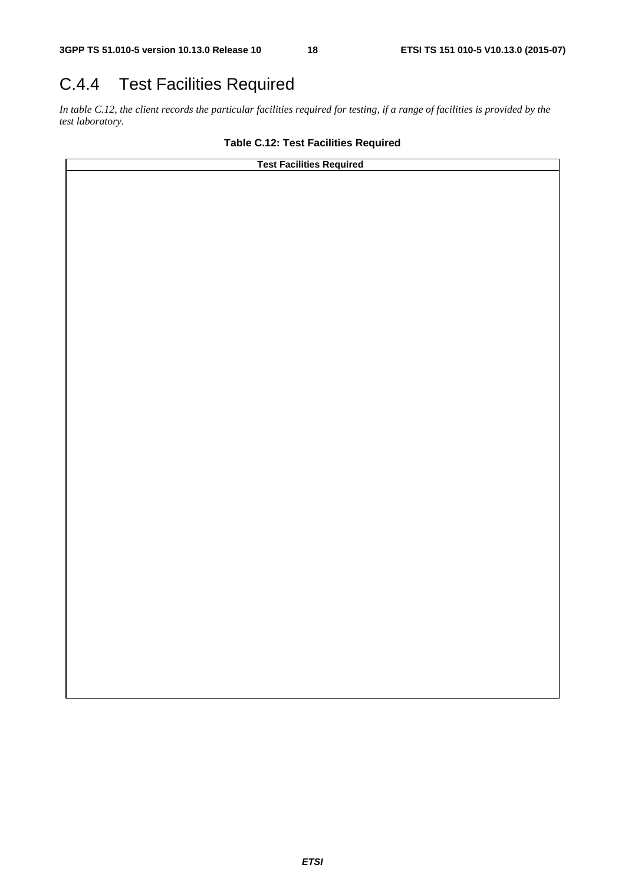## C.4.4 Test Facilities Required

*In table C.12, the client records the particular facilities required for testing, if a range of facilities is provided by the test laboratory.*

**Table C.12: Test Facilities Required**

| Test Facilities Required |
| --- |
| |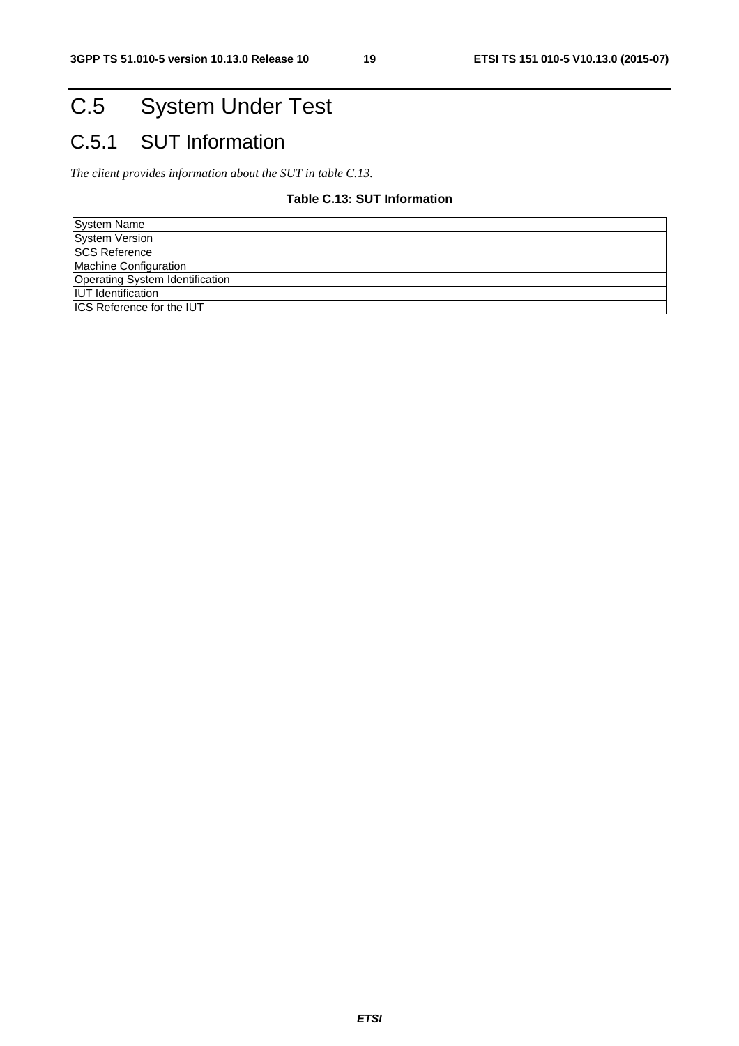# C.5 System Under Test

## C.5.1 SUT Information

*The client provides information about the SUT in table C.13.*

**Table C.13: SUT Information**

| | |
|---|---|
| System Name | |
| System Version | |
| SCS Reference | |
| Machine Configuration | |
| Operating System Identification | |
| IUT Identification | |
| ICS Reference for the IUT | |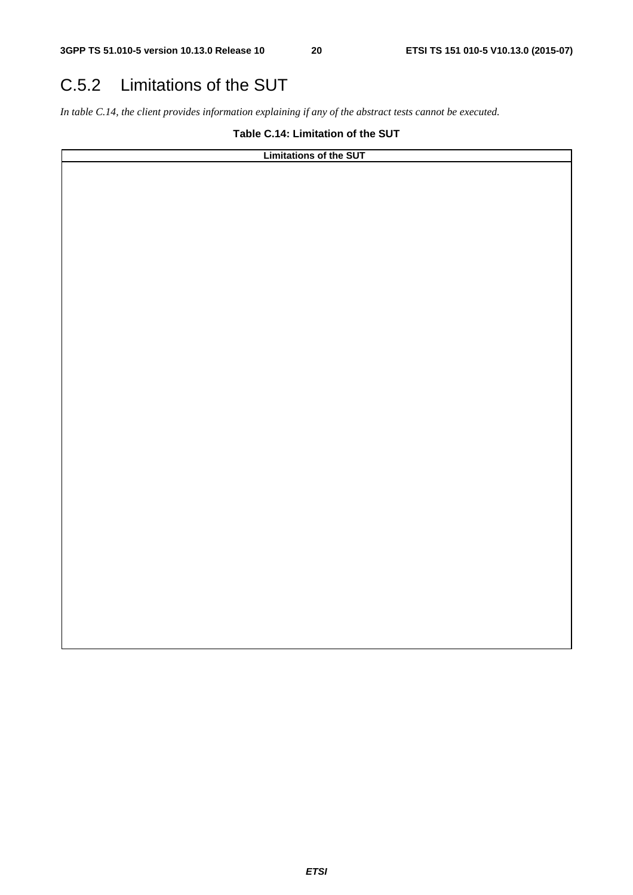# C.5.2 Limitations of the SUT

*In table C.14, the client provides information explaining if any of the abstract tests cannot be executed.*

**Table C.14: Limitation of the SUT**

| Limitations of the SUT |
| --- |
| |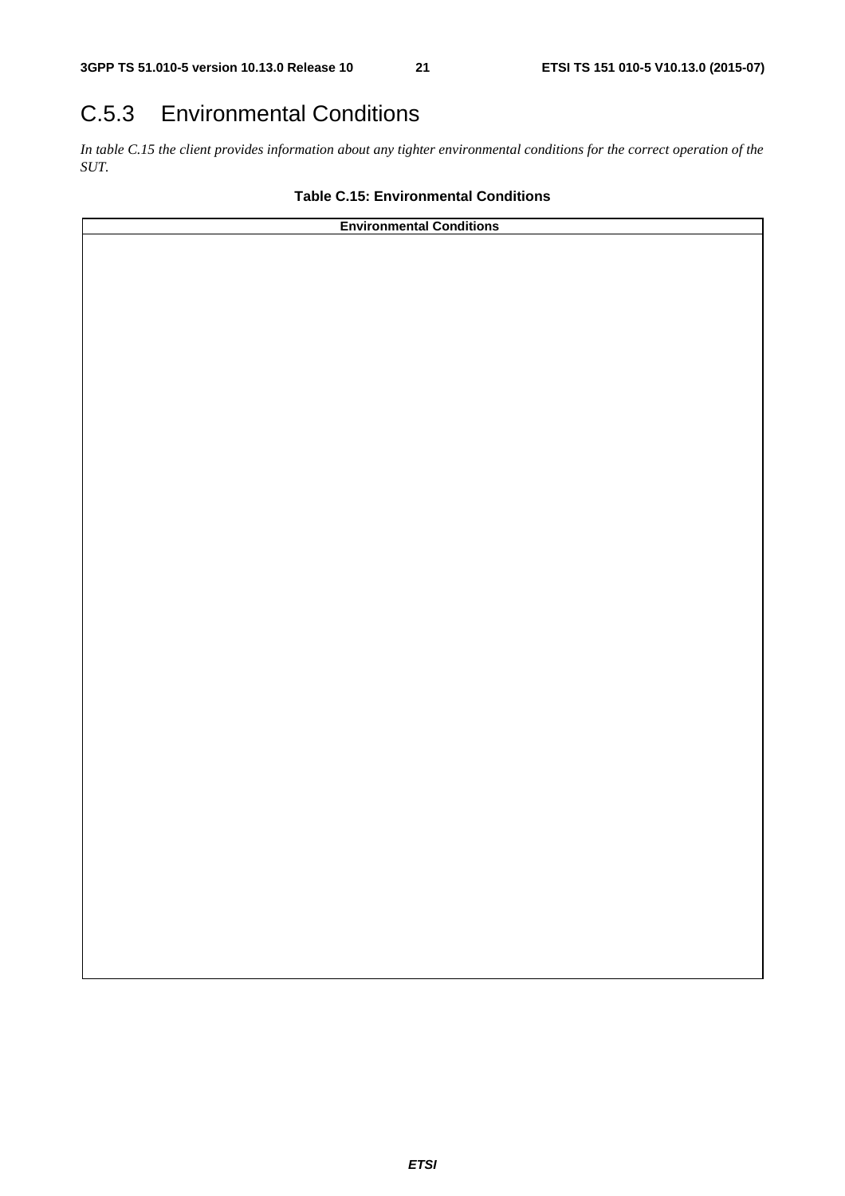## C.5.3 Environmental Conditions

*In table C.15 the client provides information about any tighter environmental conditions for the correct operation of the SUT.*

**Table C.15: Environmental Conditions**

| Environmental Conditions |
| --- |
| |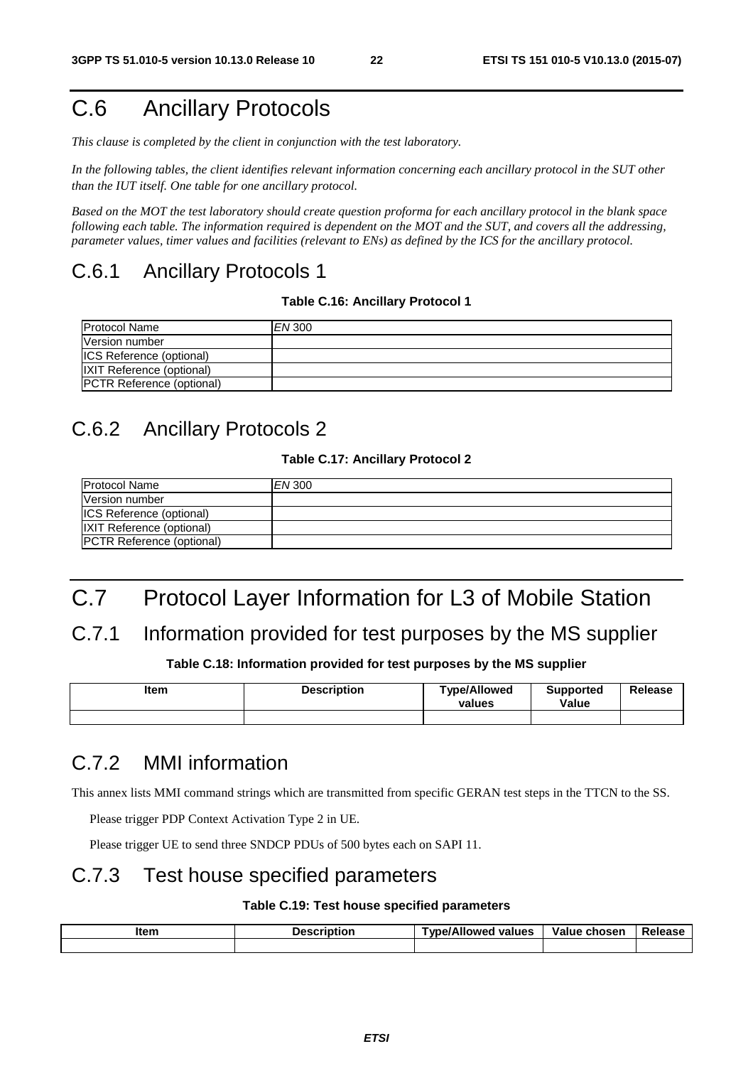# C.6 Ancillary Protocols

*This clause is completed by the client in conjunction with the test laboratory.*

*In the following tables, the client identifies relevant information concerning each ancillary protocol in the SUT other than the IUT itself. One table for one ancillary protocol.*

*Based on the MOT the test laboratory should create question proforma for each ancillary protocol in the blank space following each table. The information required is dependent on the MOT and the SUT, and covers all the addressing, parameter values, timer values and facilities (relevant to ENs) as defined by the ICS for the ancillary protocol.*

## C.6.1 Ancillary Protocols 1

**Table C.16: Ancillary Protocol 1**

| | |
|---|---|
| Protocol Name | *EN* 300 |
| Version number | |
| ICS Reference (optional) | |
| IXIT Reference (optional) | |
| PCTR Reference (optional) | |

## C.6.2 Ancillary Protocols 2

**Table C.17: Ancillary Protocol 2**

| | |
|---|---|
| Protocol Name | *EN* 300 |
| Version number | |
| ICS Reference (optional) | |
| IXIT Reference (optional) | |
| PCTR Reference (optional) | |

# C.7 Protocol Layer Information for L3 of Mobile Station

## C.7.1 Information provided for test purposes by the MS supplier

**Table C.18: Information provided for test purposes by the MS supplier**

| Item | Description | Type/Allowed values | Supported Value | Release |
|---|---|---|---|---|
| | | | | |

## C.7.2 MMI information

This annex lists MMI command strings which are transmitted from specific GERAN test steps in the TTCN to the SS.

Please trigger PDP Context Activation Type 2 in UE.

Please trigger UE to send three SNDCP PDUs of 500 bytes each on SAPI 11.

## C.7.3 Test house specified parameters

**Table C.19: Test house specified parameters**

| Item | Description | Type/Allowed values | Value chosen | Release |
|---|---|---|---|---|
| | | | | |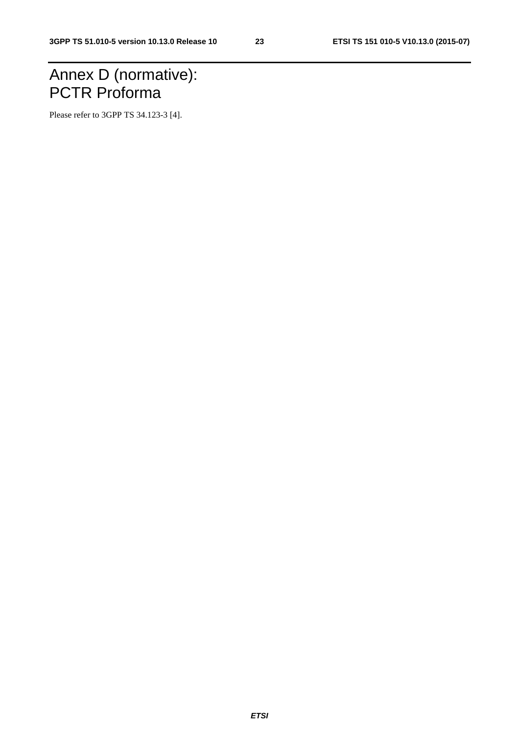# Annex D (normative): PCTR Proforma

Please refer to 3GPP TS 34.123-3 [4].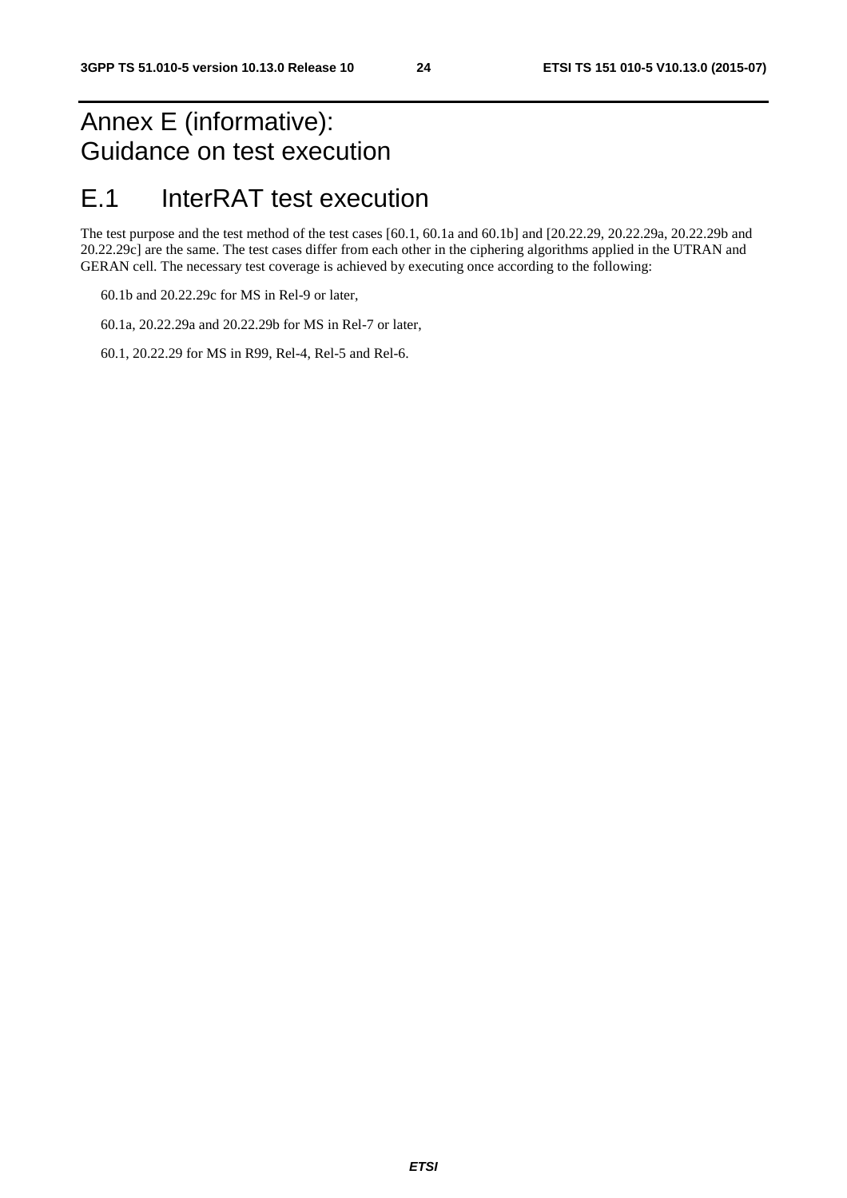# Annex E (informative): Guidance on test execution

# E.1 InterRAT test execution

The test purpose and the test method of the test cases [60.1, 60.1a and 60.1b] and [20.22.29, 20.22.29a, 20.22.29b and 20.22.29c] are the same. The test cases differ from each other in the ciphering algorithms applied in the UTRAN and GERAN cell. The necessary test coverage is achieved by executing once according to the following:

60.1b and 20.22.29c for MS in Rel-9 or later,

60.1a, 20.22.29a and 20.22.29b for MS in Rel-7 or later,

60.1, 20.22.29 for MS in R99, Rel-4, Rel-5 and Rel-6.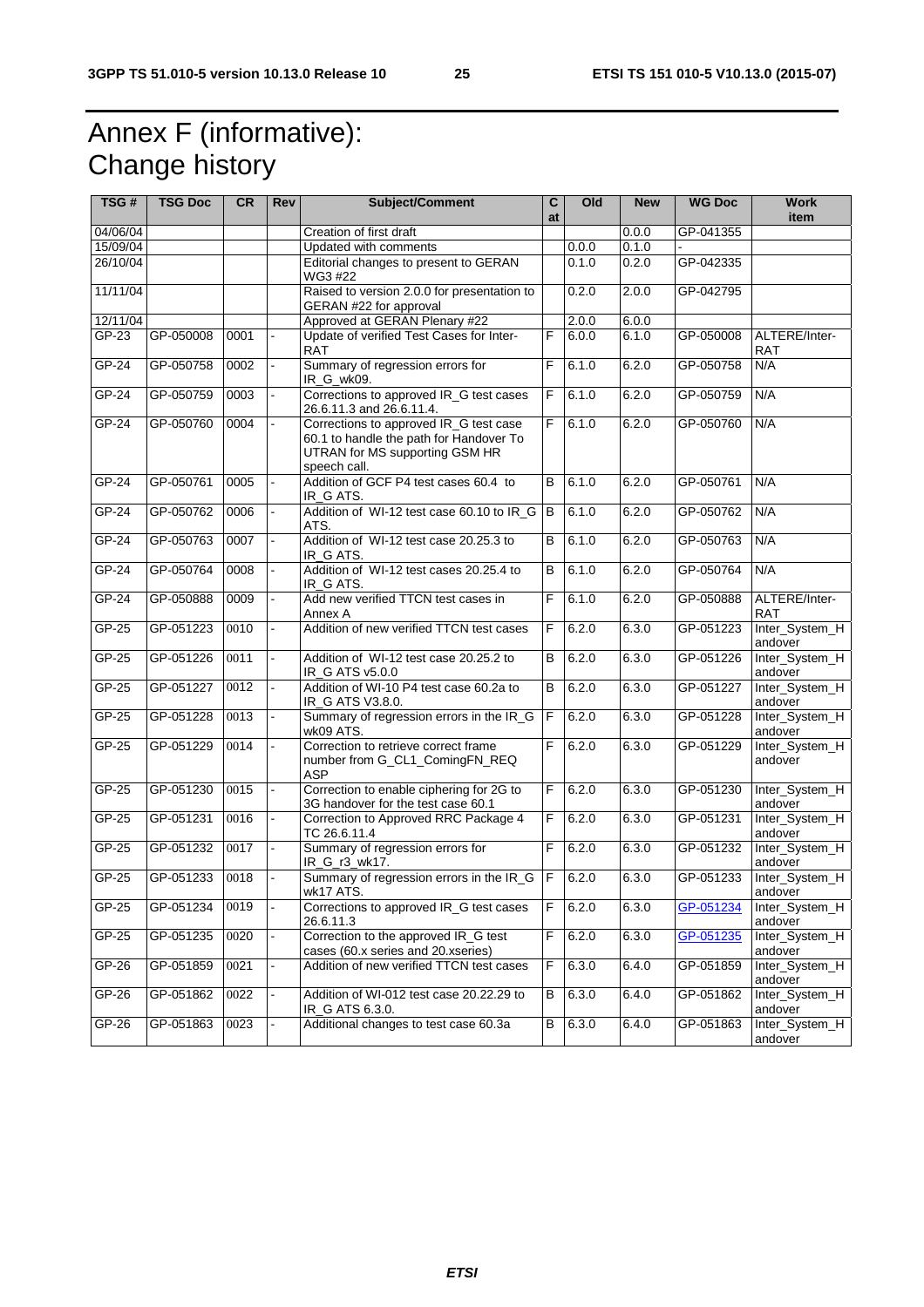# Annex F (informative): Change history

| TSG # | TSG Doc | CR | Rev | Subject/Comment | Cat | Old | New | WG Doc | Work item |
|---|---|---|---|---|---|---|---|---|---|
| 04/06/04 | | | | Creation of first draft | | | 0.0.0 | GP-041355 | |
| 15/09/04 | | | | Updated with comments | | 0.0.0 | 0.1.0 | - | |
| 26/10/04 | | | | Editorial changes to present to GERAN WG3 #22 | | 0.1.0 | 0.2.0 | GP-042335 | |
| 11/11/04 | | | | Raised to version 2.0.0 for presentation to GERAN #22 for approval | | 0.2.0 | 2.0.0 | GP-042795 | |
| 12/11/04 | | | | Approved at GERAN Plenary #22 | | 2.0.0 | 6.0.0 | | |
| GP-23 | GP-050008 | 0001 | - | Update of verified Test Cases for Inter-RAT | F | 6.0.0 | 6.1.0 | GP-050008 | ALTERE/Inter-RAT |
| GP-24 | GP-050758 | 0002 | - | Summary of regression errors for IR_G_wk09. | F | 6.1.0 | 6.2.0 | GP-050758 | N/A |
| GP-24 | GP-050759 | 0003 | - | Corrections to approved IR_G test cases 26.6.11.3 and 26.6.11.4. | F | 6.1.0 | 6.2.0 | GP-050759 | N/A |
| GP-24 | GP-050760 | 0004 | - | Corrections to approved IR_G test case 60.1 to handle the path for Handover To UTRAN for MS supporting GSM HR speech call. | F | 6.1.0 | 6.2.0 | GP-050760 | N/A |
| GP-24 | GP-050761 | 0005 | - | Addition of GCF P4 test cases 60.4 to IR_G ATS. | B | 6.1.0 | 6.2.0 | GP-050761 | N/A |
| GP-24 | GP-050762 | 0006 | - | Addition of WI-12 test case 60.10 to IR_G ATS. | B | 6.1.0 | 6.2.0 | GP-050762 | N/A |
| GP-24 | GP-050763 | 0007 | - | Addition of WI-12 test case 20.25.3 to IR_G ATS. | B | 6.1.0 | 6.2.0 | GP-050763 | N/A |
| GP-24 | GP-050764 | 0008 | - | Addition of WI-12 test cases 20.25.4 to IR_G ATS. | B | 6.1.0 | 6.2.0 | GP-050764 | N/A |
| GP-24 | GP-050888 | 0009 | - | Add new verified TTCN test cases in Annex A | F | 6.1.0 | 6.2.0 | GP-050888 | ALTERE/Inter-RAT |
| GP-25 | GP-051223 | 0010 | - | Addition of new verified TTCN test cases | F | 6.2.0 | 6.3.0 | GP-051223 | Inter_System_Handover |
| GP-25 | GP-051226 | 0011 | - | Addition of WI-12 test case 20.25.2 to IR_G ATS v5.0.0 | B | 6.2.0 | 6.3.0 | GP-051226 | Inter_System_Handover |
| GP-25 | GP-051227 | 0012 | - | Addition of WI-10 P4 test case 60.2a to IR_G ATS V3.8.0. | B | 6.2.0 | 6.3.0 | GP-051227 | Inter_System_Handover |
| GP-25 | GP-051228 | 0013 | - | Summary of regression errors in the IR_G wk09 ATS. | F | 6.2.0 | 6.3.0 | GP-051228 | Inter_System_Handover |
| GP-25 | GP-051229 | 0014 | - | Correction to retrieve correct frame number from G_CL1_ComingFN_REQ ASP | F | 6.2.0 | 6.3.0 | GP-051229 | Inter_System_Handover |
| GP-25 | GP-051230 | 0015 | - | Correction to enable ciphering for 2G to 3G handover for the test case 60.1 | F | 6.2.0 | 6.3.0 | GP-051230 | Inter_System_Handover |
| GP-25 | GP-051231 | 0016 | - | Correction to Approved RRC Package 4 TC 26.6.11.4 | F | 6.2.0 | 6.3.0 | GP-051231 | Inter_System_Handover |
| GP-25 | GP-051232 | 0017 | - | Summary of regression errors for IR_G_r3_wk17. | F | 6.2.0 | 6.3.0 | GP-051232 | Inter_System_Handover |
| GP-25 | GP-051233 | 0018 | - | Summary of regression errors in the IR_G wk17 ATS. | F | 6.2.0 | 6.3.0 | GP-051233 | Inter_System_Handover |
| GP-25 | GP-051234 | 0019 | - | Corrections to approved IR_G test cases 26.6.11.3 | F | 6.2.0 | 6.3.0 | GP-051234 | Inter_System_Handover |
| GP-25 | GP-051235 | 0020 | - | Correction to the approved IR_G test cases (60.x series and 20.xseries) | F | 6.2.0 | 6.3.0 | GP-051235 | Inter_System_Handover |
| GP-26 | GP-051859 | 0021 | - | Addition of new verified TTCN test cases | F | 6.3.0 | 6.4.0 | GP-051859 | Inter_System_Handover |
| GP-26 | GP-051862 | 0022 | - | Addition of WI-012 test case 20.22.29 to IR_G ATS 6.3.0. | B | 6.3.0 | 6.4.0 | GP-051862 | Inter_System_Handover |
| GP-26 | GP-051863 | 0023 | - | Additional changes to test case 60.3a | B | 6.3.0 | 6.4.0 | GP-051863 | Inter_System_Handover |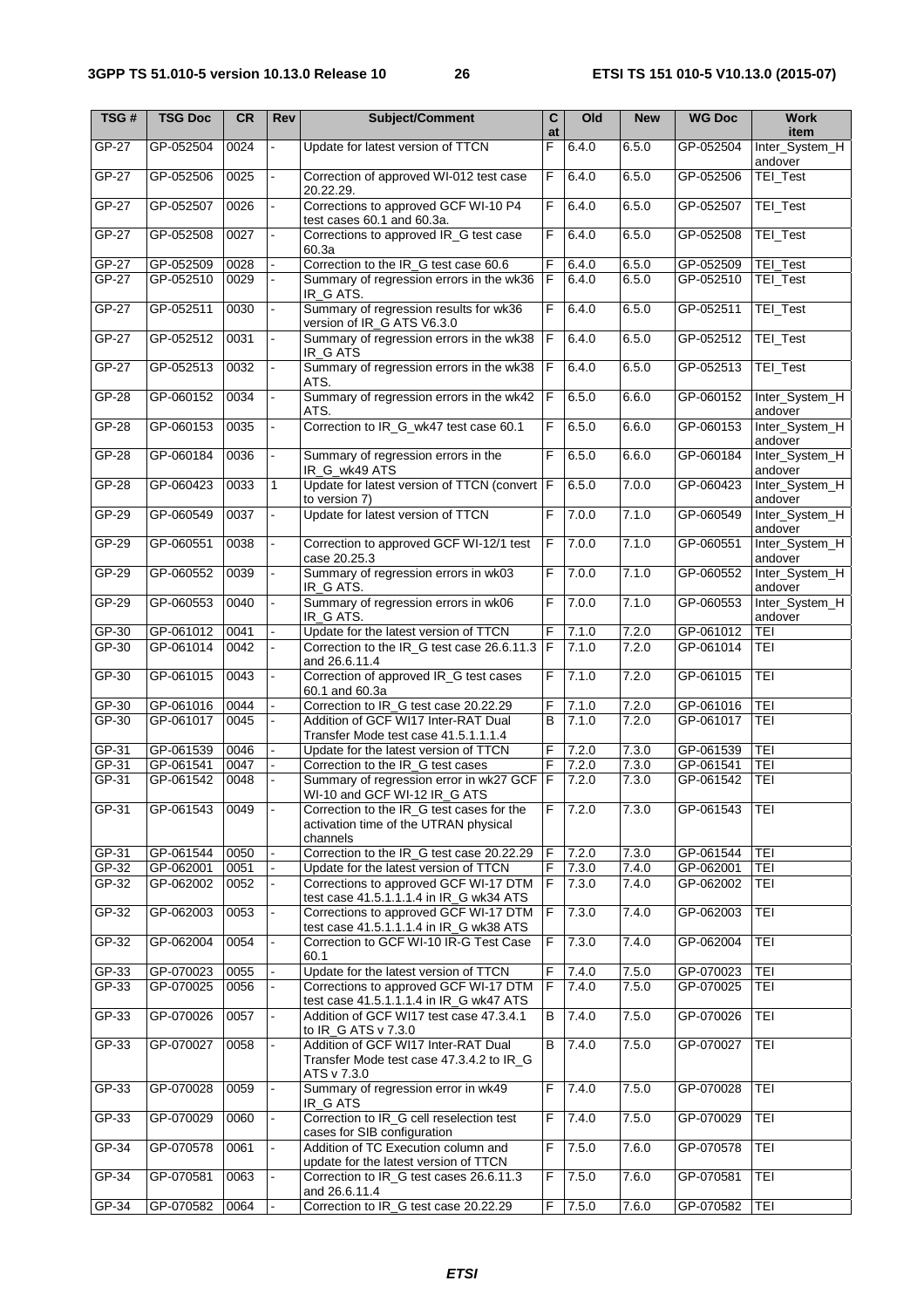| TSG # | TSG Doc | CR | Rev | Subject/Comment | Cat | Old | New | WG Doc | Work item |
|---|---|---|---|---|---|---|---|---|---|
| GP-27 | GP-052504 | 0024 | - | Update for latest version of TTCN | F | 6.4.0 | 6.5.0 | GP-052504 | Inter_System_Handover |
| GP-27 | GP-052506 | 0025 | - | Correction of approved WI-012 test case 20.22.29. | F | 6.4.0 | 6.5.0 | GP-052506 | TEI_Test |
| GP-27 | GP-052507 | 0026 | - | Corrections to approved GCF WI-10 P4 test cases 60.1 and 60.3a. | F | 6.4.0 | 6.5.0 | GP-052507 | TEI_Test |
| GP-27 | GP-052508 | 0027 | - | Corrections to approved IR_G test case 60.3a | F | 6.4.0 | 6.5.0 | GP-052508 | TEI_Test |
| GP-27 | GP-052509 | 0028 | - | Correction to the IR_G test case 60.6 | F | 6.4.0 | 6.5.0 | GP-052509 | TEI_Test |
| GP-27 | GP-052510 | 0029 | - | Summary of regression errors in the wk36 IR_G ATS. | F | 6.4.0 | 6.5.0 | GP-052510 | TEI_Test |
| GP-27 | GP-052511 | 0030 | - | Summary of regression results for wk36 version of IR_G ATS V6.3.0 | F | 6.4.0 | 6.5.0 | GP-052511 | TEI_Test |
| GP-27 | GP-052512 | 0031 | - | Summary of regression errors in the wk38 IR_G ATS | F | 6.4.0 | 6.5.0 | GP-052512 | TEI_Test |
| GP-27 | GP-052513 | 0032 | - | Summary of regression errors in the wk38 ATS. | F | 6.4.0 | 6.5.0 | GP-052513 | TEI_Test |
| GP-28 | GP-060152 | 0034 | - | Summary of regression errors in the wk42 ATS. | F | 6.5.0 | 6.6.0 | GP-060152 | Inter_System_Handover |
| GP-28 | GP-060153 | 0035 | - | Correction to IR_G_wk47 test case 60.1 | F | 6.5.0 | 6.6.0 | GP-060153 | Inter_System_Handover |
| GP-28 | GP-060184 | 0036 | - | Summary of regression errors in the IR_G_wk49 ATS | F | 6.5.0 | 6.6.0 | GP-060184 | Inter_System_Handover |
| GP-28 | GP-060423 | 0033 | 1 | Update for latest version of TTCN (convert to version 7) | F | 6.5.0 | 7.0.0 | GP-060423 | Inter_System_Handover |
| GP-29 | GP-060549 | 0037 | - | Update for latest version of TTCN | F | 7.0.0 | 7.1.0 | GP-060549 | Inter_System_Handover |
| GP-29 | GP-060551 | 0038 | - | Correction to approved GCF WI-12/1 test case 20.25.3 | F | 7.0.0 | 7.1.0 | GP-060551 | Inter_System_Handover |
| GP-29 | GP-060552 | 0039 | - | Summary of regression errors in wk03 IR_G ATS. | F | 7.0.0 | 7.1.0 | GP-060552 | Inter_System_Handover |
| GP-29 | GP-060553 | 0040 | - | Summary of regression errors in wk06 IR_G ATS. | F | 7.0.0 | 7.1.0 | GP-060553 | Inter_System_Handover |
| GP-30 | GP-061012 | 0041 | - | Update for the latest version of TTCN | F | 7.1.0 | 7.2.0 | GP-061012 | TEI |
| GP-30 | GP-061014 | 0042 | - | Correction to the IR_G test case 26.6.11.3 and 26.6.11.4 | F | 7.1.0 | 7.2.0 | GP-061014 | TEI |
| GP-30 | GP-061015 | 0043 | - | Correction of approved IR_G test cases 60.1 and 60.3a | F | 7.1.0 | 7.2.0 | GP-061015 | TEI |
| GP-30 | GP-061016 | 0044 | - | Correction to IR_G test case 20.22.29 | F | 7.1.0 | 7.2.0 | GP-061016 | TEI |
| GP-30 | GP-061017 | 0045 | - | Addition of GCF WI17 Inter-RAT Dual Transfer Mode test case 41.5.1.1.1.4 | B | 7.1.0 | 7.2.0 | GP-061017 | TEI |
| GP-31 | GP-061539 | 0046 | - | Update for the latest version of TTCN | F | 7.2.0 | 7.3.0 | GP-061539 | TEI |
| GP-31 | GP-061541 | 0047 | - | Correction to the IR_G test cases | F | 7.2.0 | 7.3.0 | GP-061541 | TEI |
| GP-31 | GP-061542 | 0048 | - | Summary of regression error in wk27 GCF WI-10 and GCF WI-12 IR_G ATS | F | 7.2.0 | 7.3.0 | GP-061542 | TEI |
| GP-31 | GP-061543 | 0049 | - | Correction to the IR_G test cases for the activation time of the UTRAN physical channels | F | 7.2.0 | 7.3.0 | GP-061543 | TEI |
| GP-31 | GP-061544 | 0050 | - | Correction to the IR_G test case 20.22.29 | F | 7.2.0 | 7.3.0 | GP-061544 | TEI |
| GP-32 | GP-062001 | 0051 | - | Update for the latest version of TTCN | F | 7.3.0 | 7.4.0 | GP-062001 | TEI |
| GP-32 | GP-062002 | 0052 | - | Corrections to approved GCF WI-17 DTM test case 41.5.1.1.1.4 in IR_G wk34 ATS | F | 7.3.0 | 7.4.0 | GP-062002 | TEI |
| GP-32 | GP-062003 | 0053 | - | Corrections to approved GCF WI-17 DTM test case 41.5.1.1.1.4 in IR_G wk38 ATS | F | 7.3.0 | 7.4.0 | GP-062003 | TEI |
| GP-32 | GP-062004 | 0054 | - | Correction to GCF WI-10 IR-G Test Case 60.1 | F | 7.3.0 | 7.4.0 | GP-062004 | TEI |
| GP-33 | GP-070023 | 0055 | - | Update for the latest version of TTCN | F | 7.4.0 | 7.5.0 | GP-070023 | TEI |
| GP-33 | GP-070025 | 0056 | - | Corrections to approved GCF WI-17 DTM test case 41.5.1.1.1.4 in IR_G wk47 ATS | F | 7.4.0 | 7.5.0 | GP-070025 | TEI |
| GP-33 | GP-070026 | 0057 | - | Addition of GCF WI17 test case 47.3.4.1 to IR_G ATS v 7.3.0 | B | 7.4.0 | 7.5.0 | GP-070026 | TEI |
| GP-33 | GP-070027 | 0058 | - | Addition of GCF WI17 Inter-RAT Dual Transfer Mode test case 47.3.4.2 to IR_G ATS v 7.3.0 | B | 7.4.0 | 7.5.0 | GP-070027 | TEI |
| GP-33 | GP-070028 | 0059 | - | Summary of regression error in wk49 IR_G ATS | F | 7.4.0 | 7.5.0 | GP-070028 | TEI |
| GP-33 | GP-070029 | 0060 | - | Correction to IR_G cell reselection test cases for SIB configuration | F | 7.4.0 | 7.5.0 | GP-070029 | TEI |
| GP-34 | GP-070578 | 0061 | - | Addition of TC Execution column and update for the latest version of TTCN | F | 7.5.0 | 7.6.0 | GP-070578 | TEI |
| GP-34 | GP-070581 | 0063 | - | Correction to IR_G test cases 26.6.11.3 and 26.6.11.4 | F | 7.5.0 | 7.6.0 | GP-070581 | TEI |
| GP-34 | GP-070582 | 0064 | - | Correction to IR_G test case 20.22.29 | F | 7.5.0 | 7.6.0 | GP-070582 | TEI |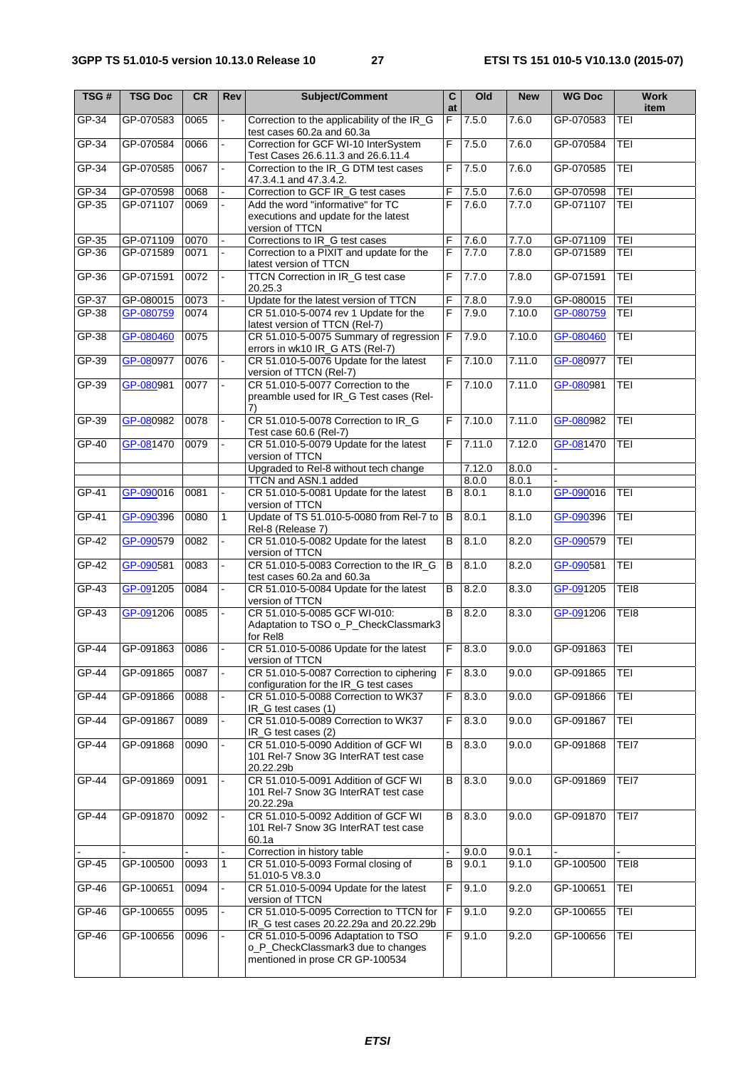| TSG # | TSG Doc | CR | Rev | Subject/Comment | Cat | Old | New | WG Doc | Work item |
|---|---|---|---|---|---|---|---|---|---|
| GP-34 | GP-070583 | 0065 | - | Correction to the applicability of the IR_G test cases 60.2a and 60.3a | F | 7.5.0 | 7.6.0 | GP-070583 | TEI |
| GP-34 | GP-070584 | 0066 | - | Correction for GCF WI-10 InterSystem Test Cases 26.6.11.3 and 26.6.11.4 | F | 7.5.0 | 7.6.0 | GP-070584 | TEI |
| GP-34 | GP-070585 | 0067 | - | Correction to the IR_G DTM test cases 47.3.4.1 and 47.3.4.2. | F | 7.5.0 | 7.6.0 | GP-070585 | TEI |
| GP-34 | GP-070598 | 0068 | - | Correction to GCF IR_G test cases | F | 7.5.0 | 7.6.0 | GP-070598 | TEI |
| GP-35 | GP-071107 | 0069 | - | Add the word "informative" for TC executions and update for the latest version of TTCN | F | 7.6.0 | 7.7.0 | GP-071107 | TEI |
| GP-35 | GP-071109 | 0070 | - | Corrections to IR_G test cases | F | 7.6.0 | 7.7.0 | GP-071109 | TEI |
| GP-36 | GP-071589 | 0071 | - | Correction to a PIXIT and update for the latest version of TTCN | F | 7.7.0 | 7.8.0 | GP-071589 | TEI |
| GP-36 | GP-071591 | 0072 | - | TTCN Correction in IR_G test case 20.25.3 | F | 7.7.0 | 7.8.0 | GP-071591 | TEI |
| GP-37 | GP-080015 | 0073 | - | Update for the latest version of TTCN | F | 7.8.0 | 7.9.0 | GP-080015 | TEI |
| GP-38 | GP-080759 | 0074 | | CR 51.010-5-0074 rev 1 Update for the latest version of TTCN (Rel-7) | F | 7.9.0 | 7.10.0 | GP-080759 | TEI |
| GP-38 | GP-080460 | 0075 | | CR 51.010-5-0075 Summary of regression errors in wk10 IR_G ATS (Rel-7) | F | 7.9.0 | 7.10.0 | GP-080460 | TEI |
| GP-39 | GP-080977 | 0076 | - | CR 51.010-5-0076 Update for the latest version of TTCN (Rel-7) | F | 7.10.0 | 7.11.0 | GP-080977 | TEI |
| GP-39 | GP-080981 | 0077 | - | CR 51.010-5-0077 Correction to the preamble used for IR_G Test cases (Rel-7) | F | 7.10.0 | 7.11.0 | GP-080981 | TEI |
| GP-39 | GP-080982 | 0078 | - | CR 51.010-5-0078 Correction to IR_G Test case 60.6 (Rel-7) | F | 7.10.0 | 7.11.0 | GP-080982 | TEI |
| GP-40 | GP-081470 | 0079 | - | CR 51.010-5-0079 Update for the latest version of TTCN | F | 7.11.0 | 7.12.0 | GP-081470 | TEI |
| | | | | Upgraded to Rel-8 without tech change | | 7.12.0 | 8.0.0 | - | |
| | | | | TTCN and ASN.1 added | | 8.0.0 | 8.0.1 | - | |
| GP-41 | GP-090016 | 0081 | - | CR 51.010-5-0081 Update for the latest version of TTCN | B | 8.0.1 | 8.1.0 | GP-090016 | TEI |
| GP-41 | GP-090396 | 0080 | 1 | Update of TS 51.010-5-0080 from Rel-7 to Rel-8 (Release 7) | B | 8.0.1 | 8.1.0 | GP-090396 | TEI |
| GP-42 | GP-090579 | 0082 | - | CR 51.010-5-0082 Update for the latest version of TTCN | B | 8.1.0 | 8.2.0 | GP-090579 | TEI |
| GP-42 | GP-090581 | 0083 | - | CR 51.010-5-0083 Correction to the IR_G test cases 60.2a and 60.3a | B | 8.1.0 | 8.2.0 | GP-090581 | TEI |
| GP-43 | GP-091205 | 0084 | - | CR 51.010-5-0084 Update for the latest version of TTCN | B | 8.2.0 | 8.3.0 | GP-091205 | TEI8 |
| GP-43 | GP-091206 | 0085 | - | CR 51.010-5-0085 GCF WI-010: Adaptation to TSO o_P_CheckClassmark3 for Rel8 | B | 8.2.0 | 8.3.0 | GP-091206 | TEI8 |
| GP-44 | GP-091863 | 0086 | - | CR 51.010-5-0086 Update for the latest version of TTCN | F | 8.3.0 | 9.0.0 | GP-091863 | TEI |
| GP-44 | GP-091865 | 0087 | - | CR 51.010-5-0087 Correction to ciphering configuration for the IR_G test cases | F | 8.3.0 | 9.0.0 | GP-091865 | TEI |
| GP-44 | GP-091866 | 0088 | - | CR 51.010-5-0088 Correction to WK37 IR_G test cases (1) | F | 8.3.0 | 9.0.0 | GP-091866 | TEI |
| GP-44 | GP-091867 | 0089 | - | CR 51.010-5-0089 Correction to WK37 IR_G test cases (2) | F | 8.3.0 | 9.0.0 | GP-091867 | TEI |
| GP-44 | GP-091868 | 0090 | - | CR 51.010-5-0090 Addition of GCF WI 101 Rel-7 Snow 3G InterRAT test case 20.22.29b | B | 8.3.0 | 9.0.0 | GP-091868 | TEI7 |
| GP-44 | GP-091869 | 0091 | - | CR 51.010-5-0091 Addition of GCF WI 101 Rel-7 Snow 3G InterRAT test case 20.22.29a | B | 8.3.0 | 9.0.0 | GP-091869 | TEI7 |
| GP-44 | GP-091870 | 0092 | - | CR 51.010-5-0092 Addition of GCF WI 101 Rel-7 Snow 3G InterRAT test case 60.1a | B | 8.3.0 | 9.0.0 | GP-091870 | TEI7 |
| - | - | - | - | Correction in history table | - | 9.0.0 | 9.0.1 | - | - |
| GP-45 | GP-100500 | 0093 | 1 | CR 51.010-5-0093 Formal closing of 51.010-5 V8.3.0 | B | 9.0.1 | 9.1.0 | GP-100500 | TEI8 |
| GP-46 | GP-100651 | 0094 | - | CR 51.010-5-0094 Update for the latest version of TTCN | F | 9.1.0 | 9.2.0 | GP-100651 | TEI |
| GP-46 | GP-100655 | 0095 | - | CR 51.010-5-0095 Correction to TTCN for IR_G test cases 20.22.29a and 20.22.29b | F | 9.1.0 | 9.2.0 | GP-100655 | TEI |
| GP-46 | GP-100656 | 0096 | - | CR 51.010-5-0096 Adaptation to TSO o_P_CheckClassmark3 due to changes mentioned in prose CR GP-100534 | F | 9.1.0 | 9.2.0 | GP-100656 | TEI |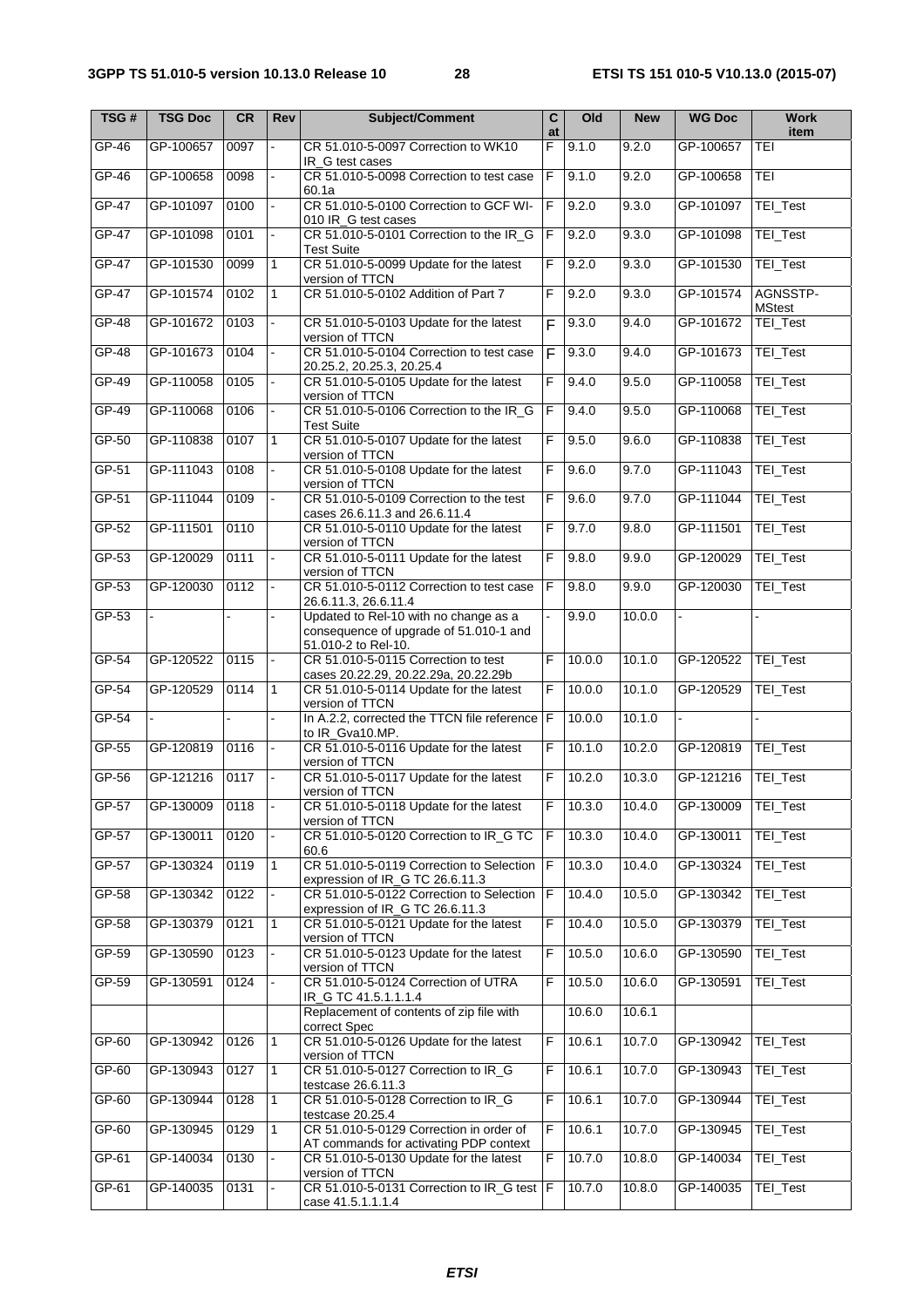| TSG # | TSG Doc | CR | Rev | Subject/Comment | Cat | Old | New | WG Doc | Work item |
|---|---|---|---|---|---|---|---|---|---|
| GP-46 | GP-100657 | 0097 | - | CR 51.010-5-0097 Correction to WK10 IR_G test cases | F | 9.1.0 | 9.2.0 | GP-100657 | TEI |
| GP-46 | GP-100658 | 0098 | - | CR 51.010-5-0098 Correction to test case 60.1a | F | 9.1.0 | 9.2.0 | GP-100658 | TEI |
| GP-47 | GP-101097 | 0100 | - | CR 51.010-5-0100 Correction to GCF WI-010 IR_G test cases | F | 9.2.0 | 9.3.0 | GP-101097 | TEI_Test |
| GP-47 | GP-101098 | 0101 | - | CR 51.010-5-0101 Correction to the IR_G Test Suite | F | 9.2.0 | 9.3.0 | GP-101098 | TEI_Test |
| GP-47 | GP-101530 | 0099 | 1 | CR 51.010-5-0099 Update for the latest version of TTCN | F | 9.2.0 | 9.3.0 | GP-101530 | TEI_Test |
| GP-47 | GP-101574 | 0102 | 1 | CR 51.010-5-0102 Addition of Part 7 | F | 9.2.0 | 9.3.0 | GP-101574 | AGNSSTP-MStest |
| GP-48 | GP-101672 | 0103 | - | CR 51.010-5-0103 Update for the latest version of TTCN | F | 9.3.0 | 9.4.0 | GP-101672 | TEI_Test |
| GP-48 | GP-101673 | 0104 | - | CR 51.010-5-0104 Correction to test case 20.25.2, 20.25.3, 20.25.4 | F | 9.3.0 | 9.4.0 | GP-101673 | TEI_Test |
| GP-49 | GP-110058 | 0105 | - | CR 51.010-5-0105 Update for the latest version of TTCN | F | 9.4.0 | 9.5.0 | GP-110058 | TEI_Test |
| GP-49 | GP-110068 | 0106 | - | CR 51.010-5-0106 Correction to the IR_G Test Suite | F | 9.4.0 | 9.5.0 | GP-110068 | TEI_Test |
| GP-50 | GP-110838 | 0107 | 1 | CR 51.010-5-0107 Update for the latest version of TTCN | F | 9.5.0 | 9.6.0 | GP-110838 | TEI_Test |
| GP-51 | GP-111043 | 0108 | - | CR 51.010-5-0108 Update for the latest version of TTCN | F | 9.6.0 | 9.7.0 | GP-111043 | TEI_Test |
| GP-51 | GP-111044 | 0109 | - | CR 51.010-5-0109 Correction to the test cases 26.6.11.3 and 26.6.11.4 | F | 9.6.0 | 9.7.0 | GP-111044 | TEI_Test |
| GP-52 | GP-111501 | 0110 | | CR 51.010-5-0110 Update for the latest version of TTCN | F | 9.7.0 | 9.8.0 | GP-111501 | TEI_Test |
| GP-53 | GP-120029 | 0111 | - | CR 51.010-5-0111 Update for the latest version of TTCN | F | 9.8.0 | 9.9.0 | GP-120029 | TEI_Test |
| GP-53 | GP-120030 | 0112 | - | CR 51.010-5-0112 Correction to test case 26.6.11.3, 26.6.11.4 | F | 9.8.0 | 9.9.0 | GP-120030 | TEI_Test |
| GP-53 | - | - | - | Updated to Rel-10 with no change as a consequence of upgrade of 51.010-1 and 51.010-2 to Rel-10. | - | 9.9.0 | 10.0.0 | - | - |
| GP-54 | GP-120522 | 0115 | - | CR 51.010-5-0115 Correction to test cases 20.22.29, 20.22.29a, 20.22.29b | F | 10.0.0 | 10.1.0 | GP-120522 | TEI_Test |
| GP-54 | GP-120529 | 0114 | 1 | CR 51.010-5-0114 Update for the latest version of TTCN | F | 10.0.0 | 10.1.0 | GP-120529 | TEI_Test |
| GP-54 | - | - | - | In A.2.2, corrected the TTCN file reference to IR_Gva10.MP. | F | 10.0.0 | 10.1.0 | - | - |
| GP-55 | GP-120819 | 0116 | - | CR 51.010-5-0116 Update for the latest version of TTCN | F | 10.1.0 | 10.2.0 | GP-120819 | TEI_Test |
| GP-56 | GP-121216 | 0117 | - | CR 51.010-5-0117 Update for the latest version of TTCN | F | 10.2.0 | 10.3.0 | GP-121216 | TEI_Test |
| GP-57 | GP-130009 | 0118 | - | CR 51.010-5-0118 Update for the latest version of TTCN | F | 10.3.0 | 10.4.0 | GP-130009 | TEI_Test |
| GP-57 | GP-130011 | 0120 | - | CR 51.010-5-0120 Correction to IR_G TC 60.6 | F | 10.3.0 | 10.4.0 | GP-130011 | TEI_Test |
| GP-57 | GP-130324 | 0119 | 1 | CR 51.010-5-0119 Correction to Selection expression of IR_G TC 26.6.11.3 | F | 10.3.0 | 10.4.0 | GP-130324 | TEI_Test |
| GP-58 | GP-130342 | 0122 | - | CR 51.010-5-0122 Correction to Selection expression of IR_G TC 26.6.11.3 | F | 10.4.0 | 10.5.0 | GP-130342 | TEI_Test |
| GP-58 | GP-130379 | 0121 | 1 | CR 51.010-5-0121 Update for the latest version of TTCN | F | 10.4.0 | 10.5.0 | GP-130379 | TEI_Test |
| GP-59 | GP-130590 | 0123 | - | CR 51.010-5-0123 Update for the latest version of TTCN | F | 10.5.0 | 10.6.0 | GP-130590 | TEI_Test |
| GP-59 | GP-130591 | 0124 | - | CR 51.010-5-0124 Correction of UTRA IR_G TC 41.5.1.1.1.4 | F | 10.5.0 | 10.6.0 | GP-130591 | TEI_Test |
| | | | | Replacement of contents of zip file with correct Spec | | 10.6.0 | 10.6.1 | | |
| GP-60 | GP-130942 | 0126 | 1 | CR 51.010-5-0126 Update for the latest version of TTCN | F | 10.6.1 | 10.7.0 | GP-130942 | TEI_Test |
| GP-60 | GP-130943 | 0127 | 1 | CR 51.010-5-0127 Correction to IR_G testcase 26.6.11.3 | F | 10.6.1 | 10.7.0 | GP-130943 | TEI_Test |
| GP-60 | GP-130944 | 0128 | 1 | CR 51.010-5-0128 Correction to IR_G testcase 20.25.4 | F | 10.6.1 | 10.7.0 | GP-130944 | TEI_Test |
| GP-60 | GP-130945 | 0129 | 1 | CR 51.010-5-0129 Correction in order of AT commands for activating PDP context | F | 10.6.1 | 10.7.0 | GP-130945 | TEI_Test |
| GP-61 | GP-140034 | 0130 | - | CR 51.010-5-0130 Update for the latest version of TTCN | F | 10.7.0 | 10.8.0 | GP-140034 | TEI_Test |
| GP-61 | GP-140035 | 0131 | - | CR 51.010-5-0131 Correction to IR_G test case 41.5.1.1.1.4 | F | 10.7.0 | 10.8.0 | GP-140035 | TEI_Test |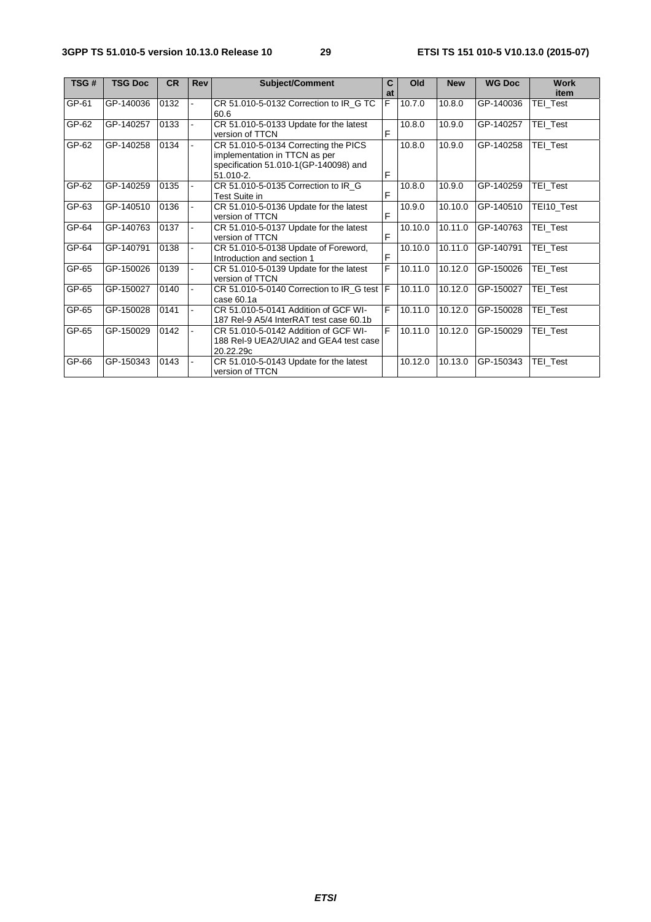| TSG # | TSG Doc | CR | Rev | Subject/Comment | Cat | Old | New | WG Doc | Work item |
|---|---|---|---|---|---|---|---|---|---|
| GP-61 | GP-140036 | 0132 | - | CR 51.010-5-0132 Correction to IR_G TC 60.6 | F | 10.7.0 | 10.8.0 | GP-140036 | TEI_Test |
| GP-62 | GP-140257 | 0133 | - | CR 51.010-5-0133 Update for the latest version of TTCN | F | 10.8.0 | 10.9.0 | GP-140257 | TEI_Test |
| GP-62 | GP-140258 | 0134 | - | CR 51.010-5-0134 Correcting the PICS implementation in TTCN as per specification 51.010-1(GP-140098) and 51.010-2. | F | 10.8.0 | 10.9.0 | GP-140258 | TEI_Test |
| GP-62 | GP-140259 | 0135 | - | CR 51.010-5-0135 Correction to IR_G Test Suite in | F | 10.8.0 | 10.9.0 | GP-140259 | TEI_Test |
| GP-63 | GP-140510 | 0136 | - | CR 51.010-5-0136 Update for the latest version of TTCN | F | 10.9.0 | 10.10.0 | GP-140510 | TEI10_Test |
| GP-64 | GP-140763 | 0137 | - | CR 51.010-5-0137 Update for the latest version of TTCN | F | 10.10.0 | 10.11.0 | GP-140763 | TEI_Test |
| GP-64 | GP-140791 | 0138 | - | CR 51.010-5-0138 Update of Foreword, Introduction and section 1 | F | 10.10.0 | 10.11.0 | GP-140791 | TEI_Test |
| GP-65 | GP-150026 | 0139 | - | CR 51.010-5-0139 Update for the latest version of TTCN | F | 10.11.0 | 10.12.0 | GP-150026 | TEI_Test |
| GP-65 | GP-150027 | 0140 | - | CR 51.010-5-0140 Correction to IR_G test case 60.1a | F | 10.11.0 | 10.12.0 | GP-150027 | TEI_Test |
| GP-65 | GP-150028 | 0141 | - | CR 51.010-5-0141 Addition of GCF WI-187 Rel-9 A5/4 InterRAT test case 60.1b | F | 10.11.0 | 10.12.0 | GP-150028 | TEI_Test |
| GP-65 | GP-150029 | 0142 | - | CR 51.010-5-0142 Addition of GCF WI-188 Rel-9 UEA2/UIA2 and GEA4 test case 20.22.29c | F | 10.11.0 | 10.12.0 | GP-150029 | TEI_Test |
| GP-66 | GP-150343 | 0143 | - | CR 51.010-5-0143 Update for the latest version of TTCN | | 10.12.0 | 10.13.0 | GP-150343 | TEI_Test |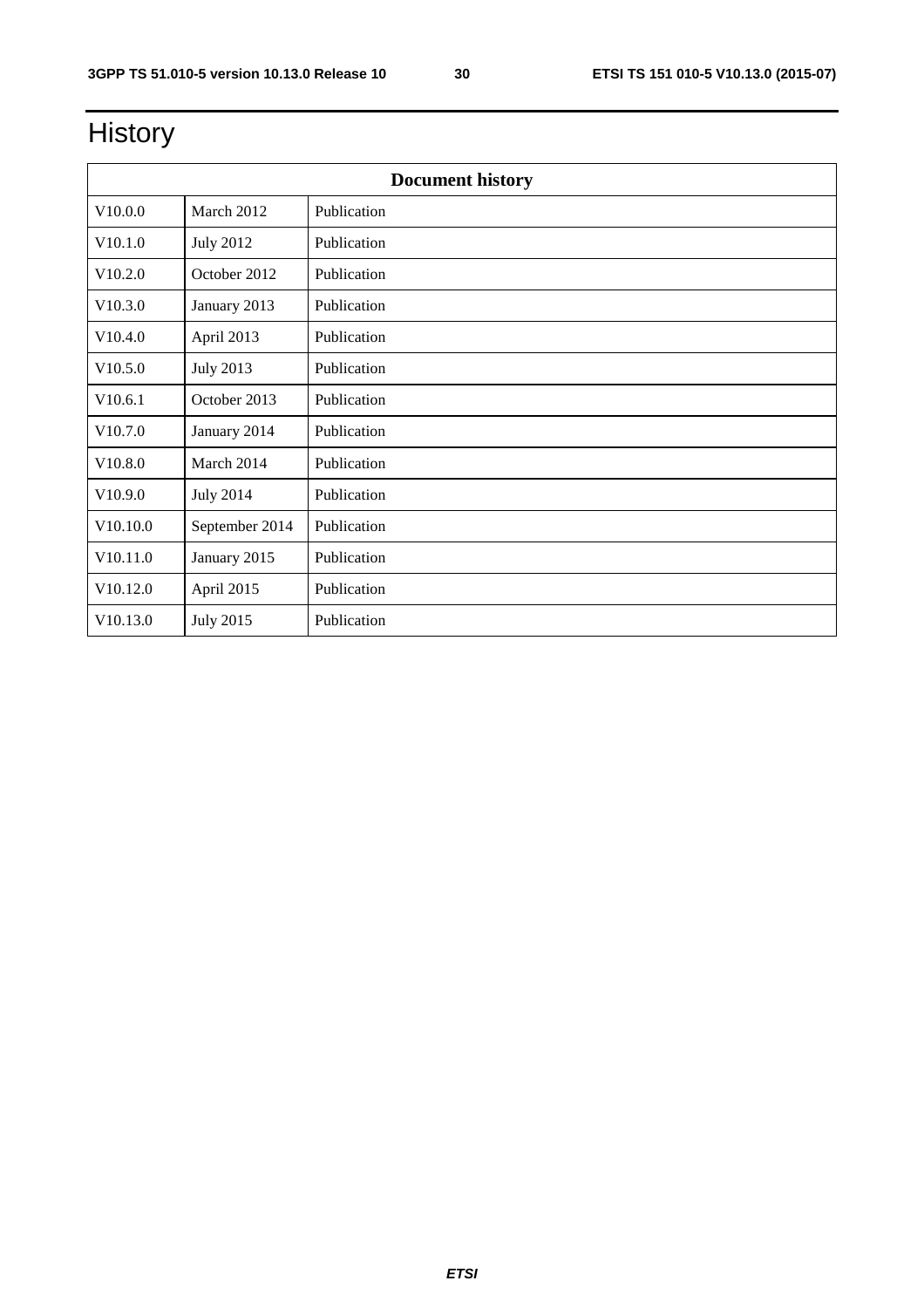# History

| Document history | | |
|---|---|---|
| V10.0.0 | March 2012 | Publication |
| V10.1.0 | July 2012 | Publication |
| V10.2.0 | October 2012 | Publication |
| V10.3.0 | January 2013 | Publication |
| V10.4.0 | April 2013 | Publication |
| V10.5.0 | July 2013 | Publication |
| V10.6.1 | October 2013 | Publication |
| V10.7.0 | January 2014 | Publication |
| V10.8.0 | March 2014 | Publication |
| V10.9.0 | July 2014 | Publication |
| V10.10.0 | September 2014 | Publication |
| V10.11.0 | January 2015 | Publication |
| V10.12.0 | April 2015 | Publication |
| V10.13.0 | July 2015 | Publication |